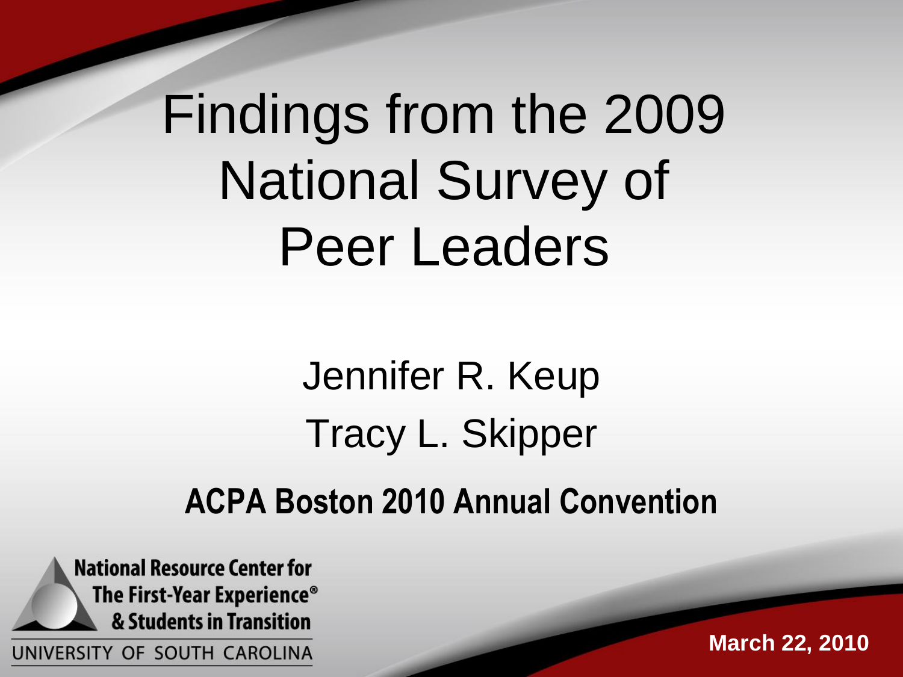# Findings from the 2009 National Survey of Peer Leaders

Jennifer R. Keup

Tracy L. Skipper

**ACPA Boston 2010 Annual Convention**

National Resource Center for The First-Year Experience® & Students in Transition

UNIVERSITY OF SOUTH CAROLINA

**March 22, 2010**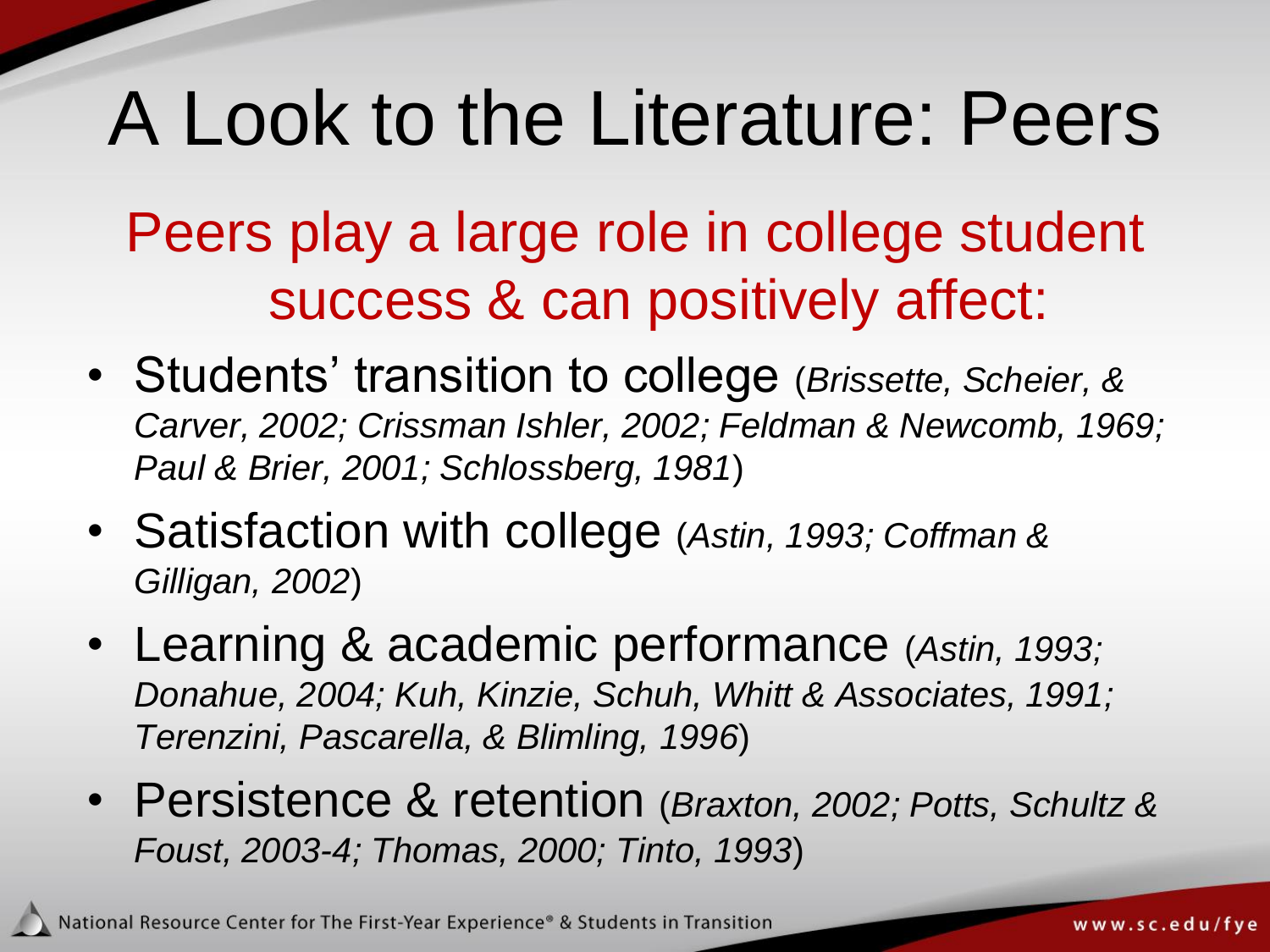# A Look to the Literature: Peers

## Peers play a large role in college student success & can positively affect:

- Students' transition to college (*Brissette, Scheier, & Carver, 2002; Crissman Ishler, 2002; Feldman & Newcomb, 1969; Paul & Brier, 2001; Schlossberg, 1981*)
- Satisfaction with college (*Astin, 1993; Coffman & Gilligan, 2002*)
- Learning & academic performance (*Astin, 1993; Donahue, 2004; Kuh, Kinzie, Schuh, Whitt & Associates, 1991; Terenzini, Pascarella, & Blimling, 1996*)
- Persistence & retention (*Braxton, 2002; Potts, Schultz & Foust, 2003-4; Thomas, 2000; Tinto, 1993*)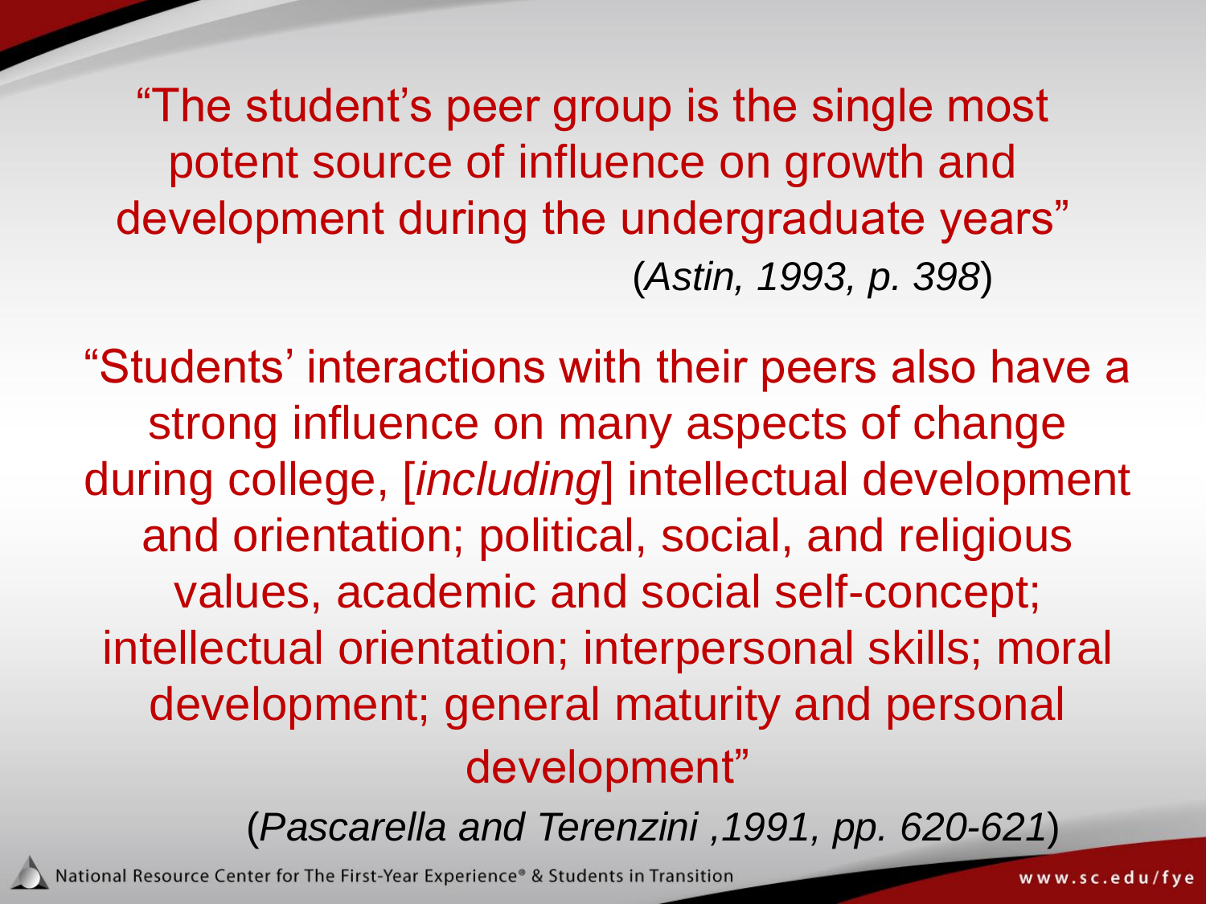"The student's peer group is the single most potent source of influence on growth and development during the undergraduate years"

(*Astin, 1993, p. 398*)

"Students' interactions with their peers also have a strong influence on many aspects of change during college, [*including*] intellectual development and orientation; political, social, and religious values, academic and social self-concept; intellectual orientation; interpersonal skills; moral development; general maturity and personal development"

(*Pascarella and Terenzini ,1991, pp. 620-621*)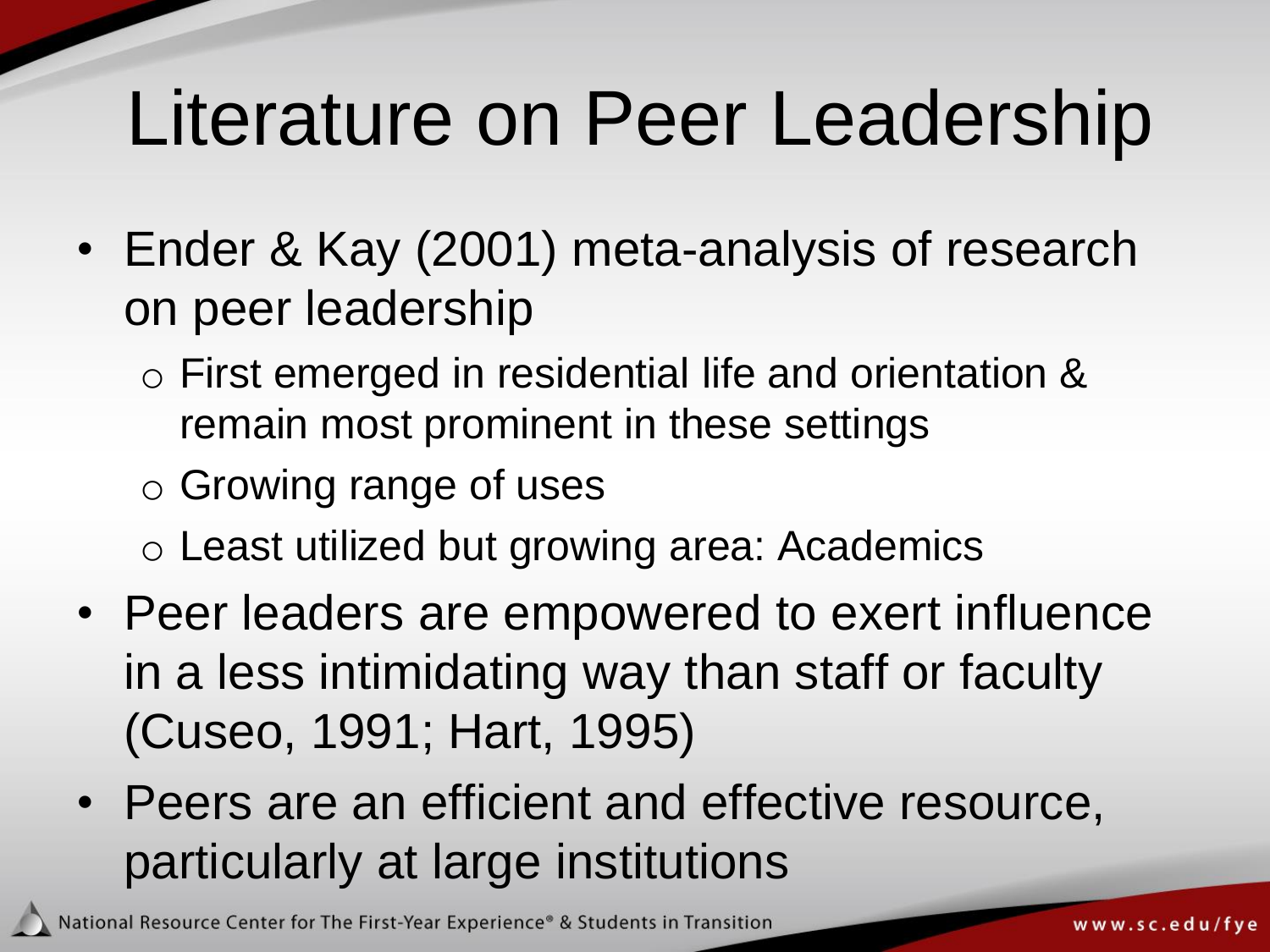# Literature on Peer Leadership

- Ender & Kay (2001) meta-analysis of research on peer leadership
  - First emerged in residential life and orientation & remain most prominent in these settings
  - Growing range of uses
  - Least utilized but growing area: Academics
- Peer leaders are empowered to exert influence in a less intimidating way than staff or faculty (Cuseo, 1991; Hart, 1995)
- Peers are an efficient and effective resource, particularly at large institutions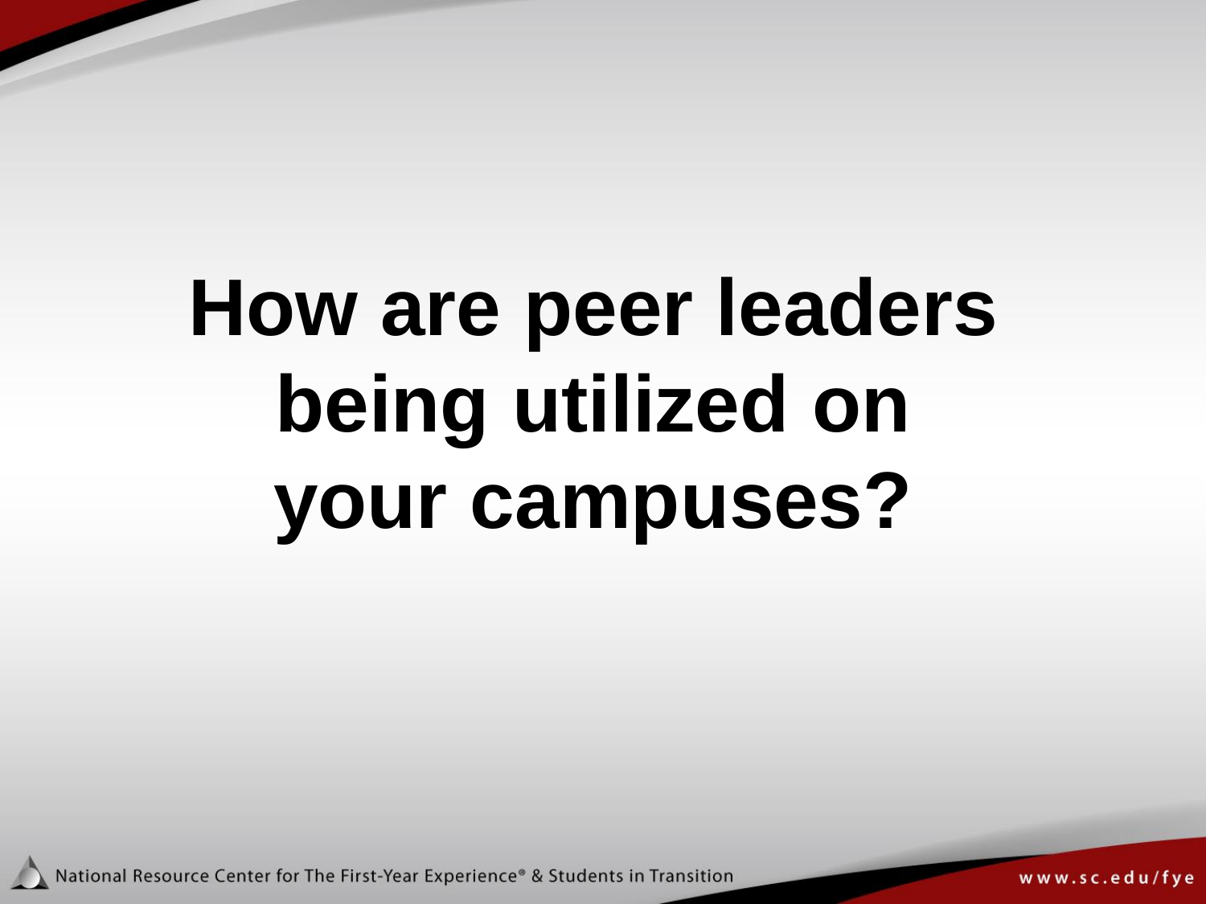# How are peer leaders being utilized on your campuses?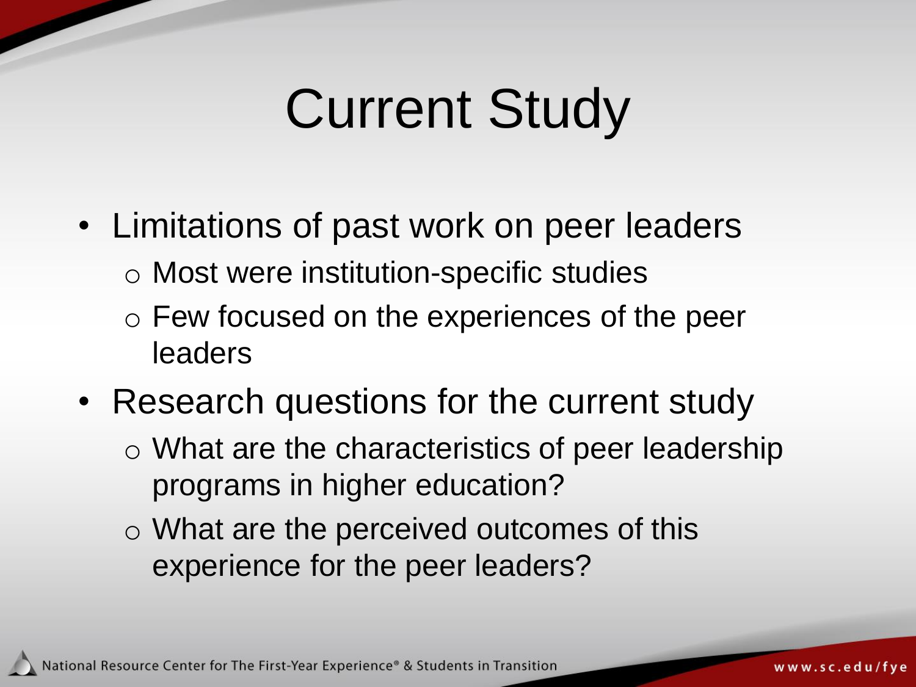# Current Study

- Limitations of past work on peer leaders
  - Most were institution-specific studies
  - Few focused on the experiences of the peer leaders
- Research questions for the current study
  - What are the characteristics of peer leadership programs in higher education?
  - What are the perceived outcomes of this experience for the peer leaders?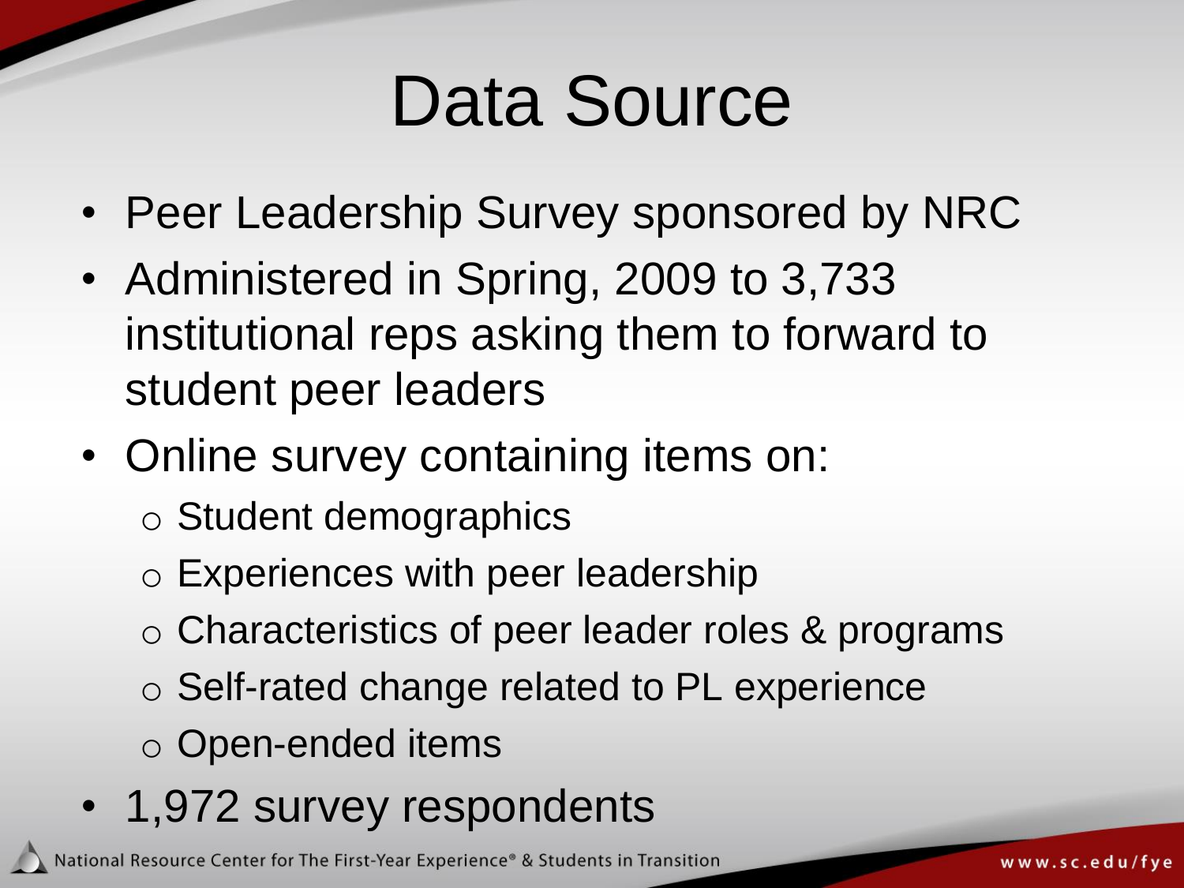# Data Source

- Peer Leadership Survey sponsored by NRC
- Administered in Spring, 2009 to 3,733 institutional reps asking them to forward to student peer leaders
- Online survey containing items on:
  - Student demographics
  - Experiences with peer leadership
  - Characteristics of peer leader roles & programs
  - Self-rated change related to PL experience
  - Open-ended items
- 1,972 survey respondents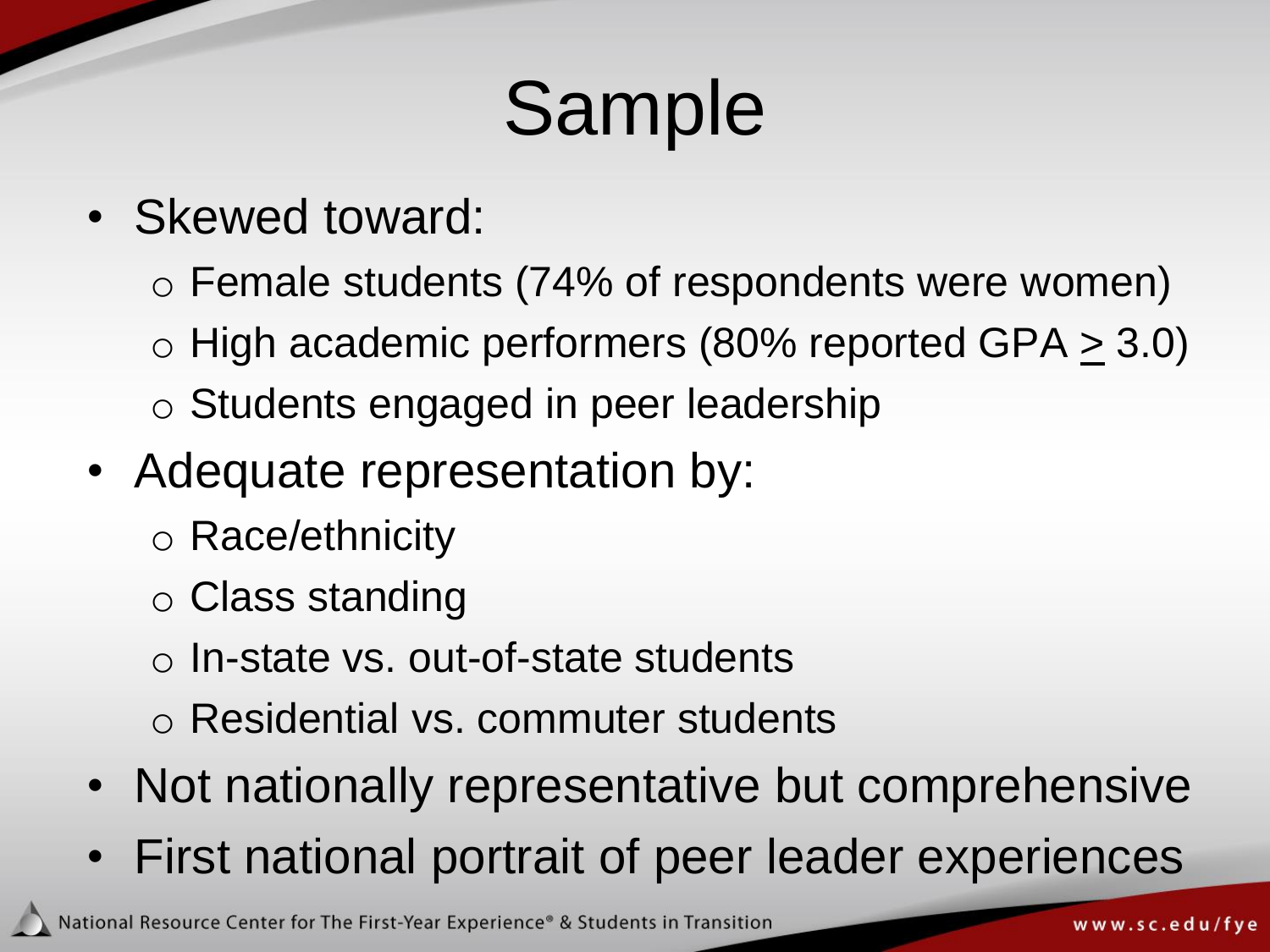# Sample

- Skewed toward:
  - Female students (74% of respondents were women)
  - High academic performers (80% reported GPA $\geq$ 3.0)
  - Students engaged in peer leadership
- Adequate representation by:
  - Race/ethnicity
  - Class standing
  - In-state vs. out-of-state students
  - Residential vs. commuter students
- Not nationally representative but comprehensive
- First national portrait of peer leader experiences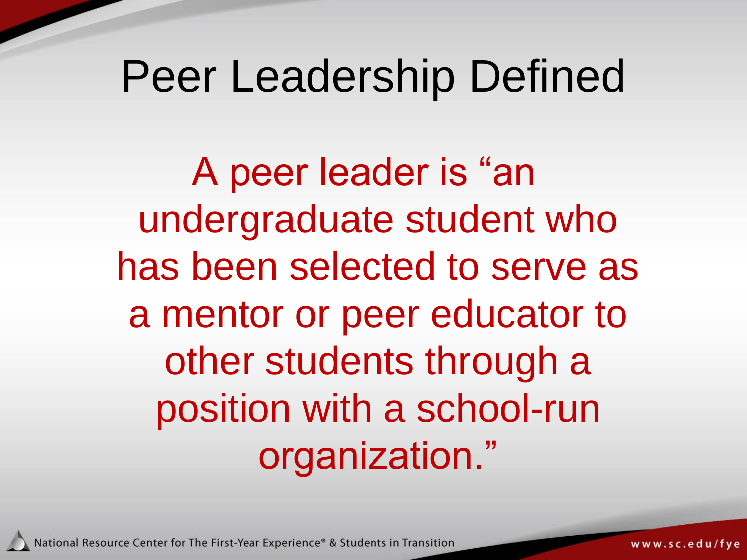# Peer Leadership Defined

A peer leader is "an undergraduate student who has been selected to serve as a mentor or peer educator to other students through a position with a school-run organization."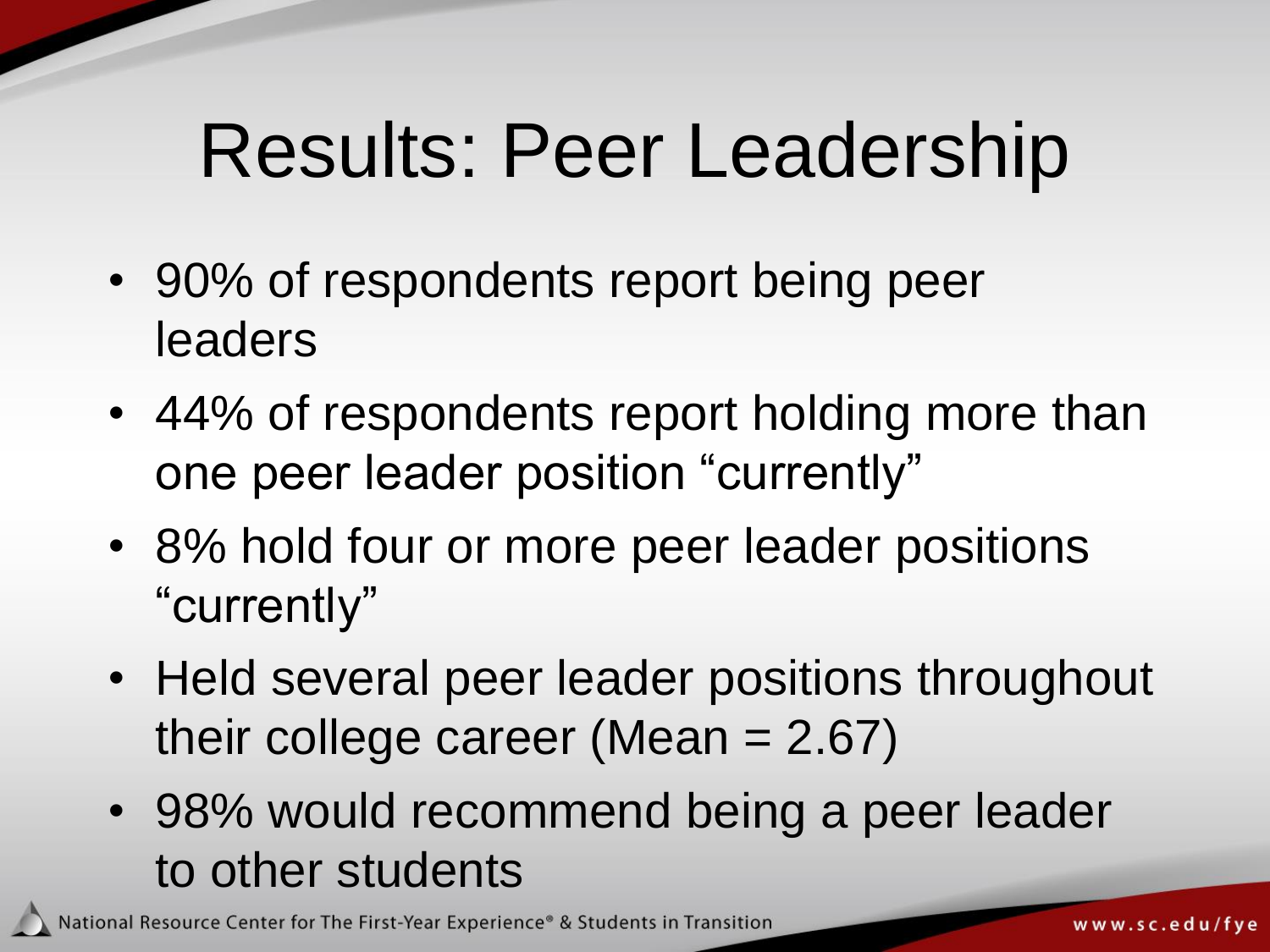# Results: Peer Leadership

- 90% of respondents report being peer leaders
- 44% of respondents report holding more than one peer leader position “currently”
- 8% hold four or more peer leader positions “currently”
- Held several peer leader positions throughout their college career (Mean = 2.67)
- 98% would recommend being a peer leader to other students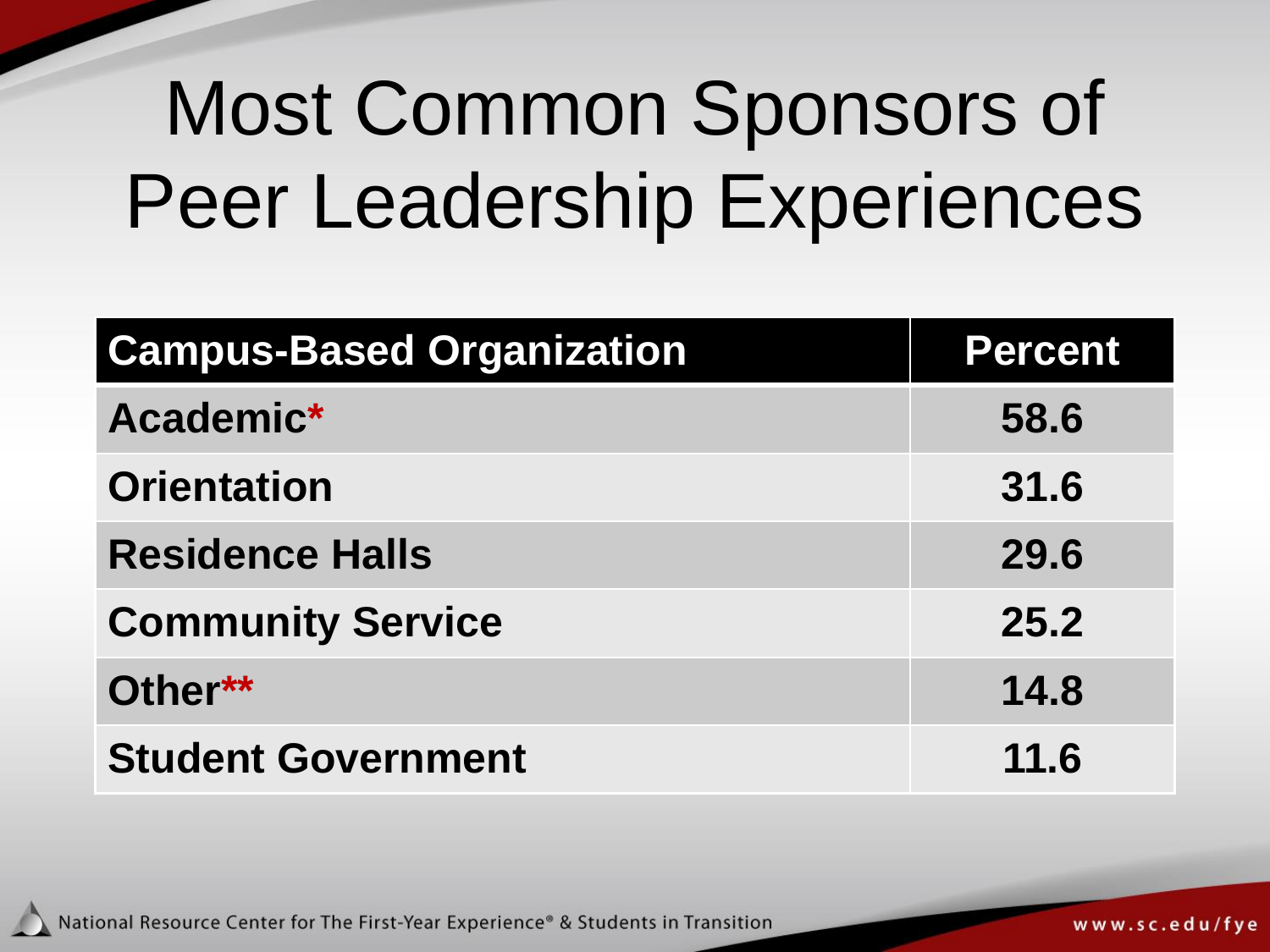# Most Common Sponsors of Peer Leadership Experiences

| Campus-Based Organization | Percent |
|---|---|
| Academic* | 58.6 |
| Orientation | 31.6 |
| Residence Halls | 29.6 |
| Community Service | 25.2 |
| Other** | 14.8 |
| Student Government | 11.6 |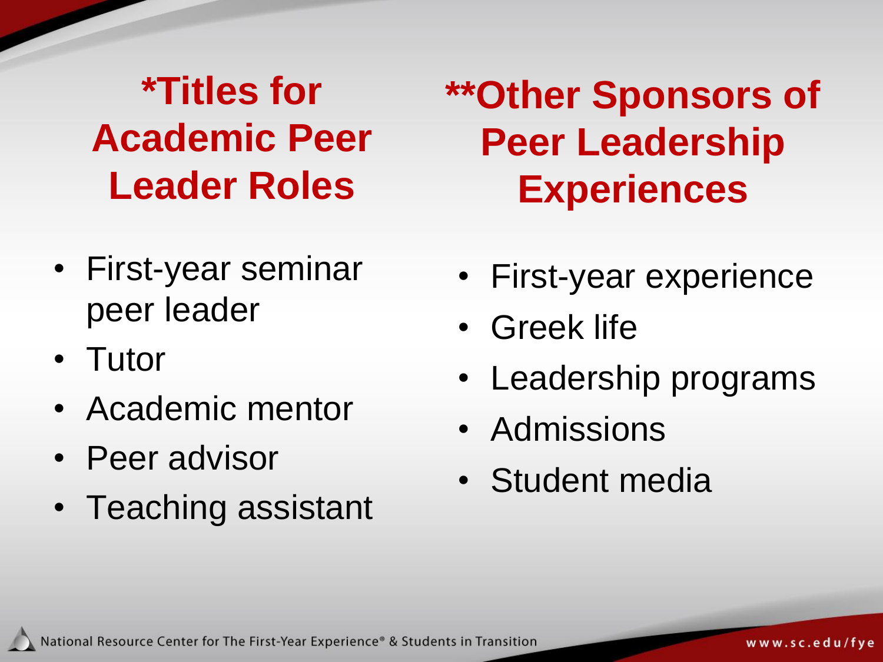## *Titles for Academic Peer Leader Roles

- First-year seminar peer leader
- Tutor
- Academic mentor
- Peer advisor
- Teaching assistant

## **Other Sponsors of Peer Leadership Experiences

- First-year experience
- Greek life
- Leadership programs
- Admissions
- Student media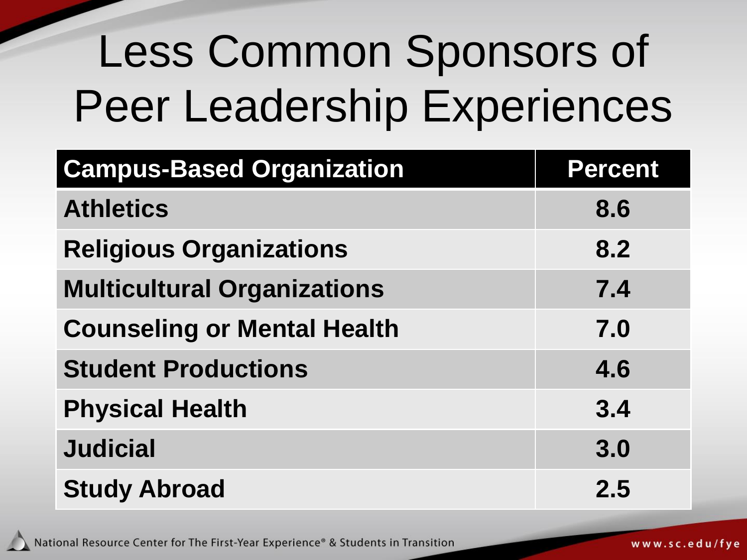# Less Common Sponsors of Peer Leadership Experiences

| Campus-Based Organization | Percent |
|---|---|
| Athletics | 8.6 |
| Religious Organizations | 8.2 |
| Multicultural Organizations | 7.4 |
| Counseling or Mental Health | 7.0 |
| Student Productions | 4.6 |
| Physical Health | 3.4 |
| Judicial | 3.0 |
| Study Abroad | 2.5 |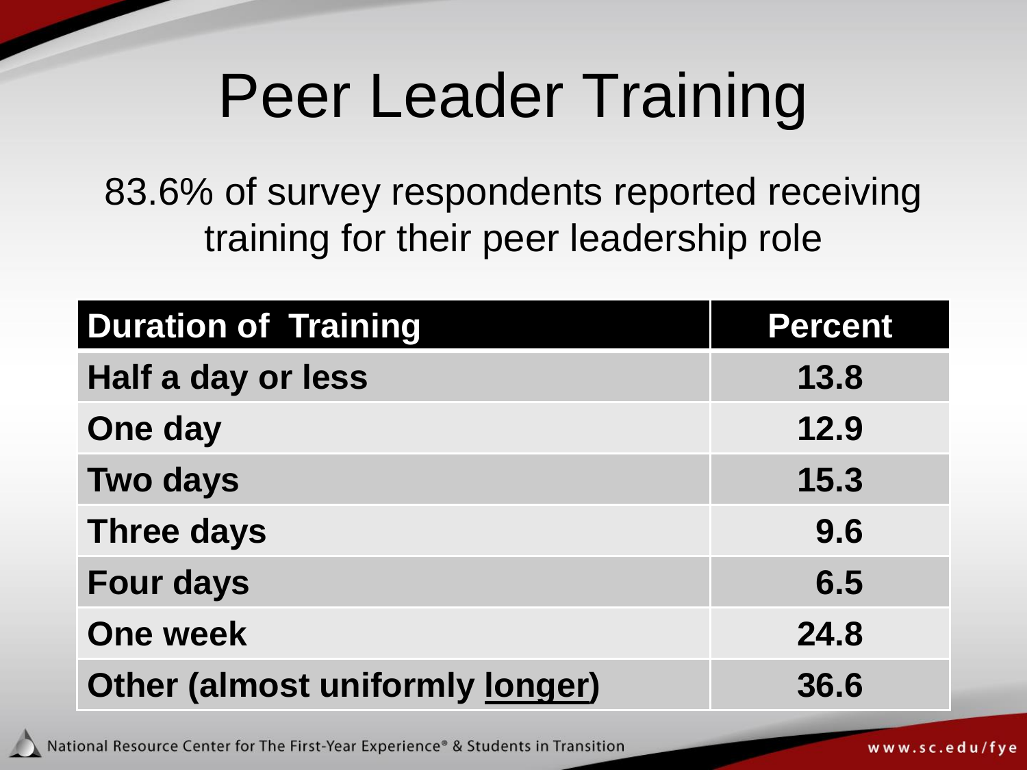# Peer Leader Training

83.6% of survey respondents reported receiving training for their peer leadership role

| Duration of Training | Percent |
|---|---|
| Half a day or less | 13.8 |
| One day | 12.9 |
| Two days | 15.3 |
| Three days | 9.6 |
| Four days | 6.5 |
| One week | 24.8 |
| Other (almost uniformly longer) | 36.6 |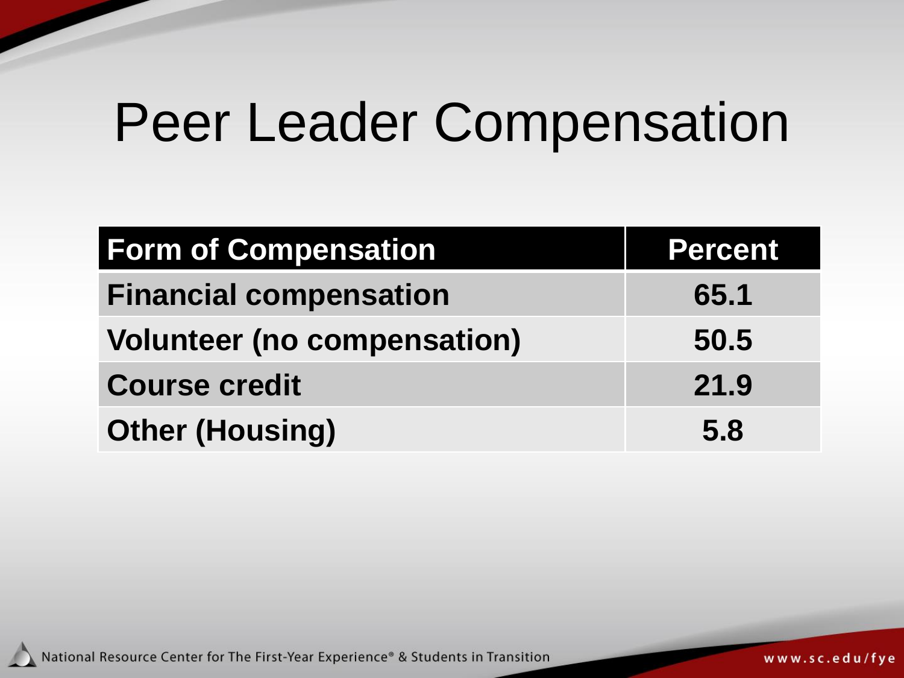# Peer Leader Compensation

| Form of Compensation | Percent |
|---|---|
| Financial compensation | 65.1 |
| Volunteer (no compensation) | 50.5 |
| Course credit | 21.9 |
| Other (Housing) | 5.8 |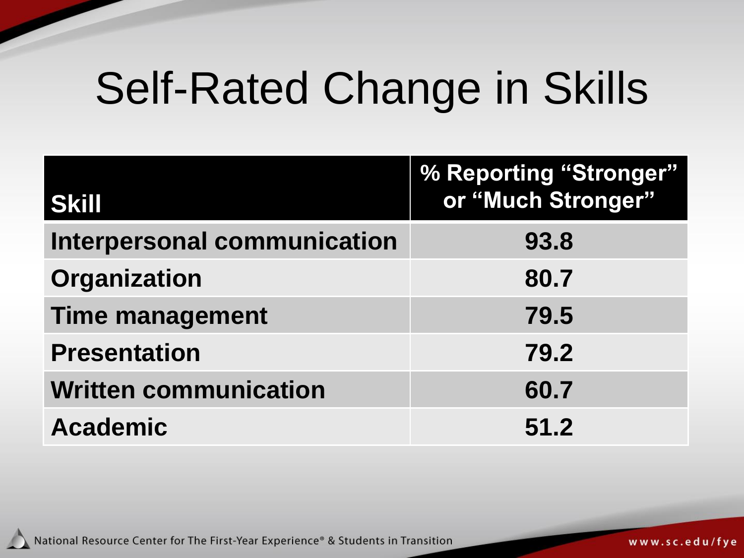# Self-Rated Change in Skills

| Skill | % Reporting "Stronger" or "Much Stronger" |
|---|---|
| Interpersonal communication | 93.8 |
| Organization | 80.7 |
| Time management | 79.5 |
| Presentation | 79.2 |
| Written communication | 60.7 |
| Academic | 51.2 |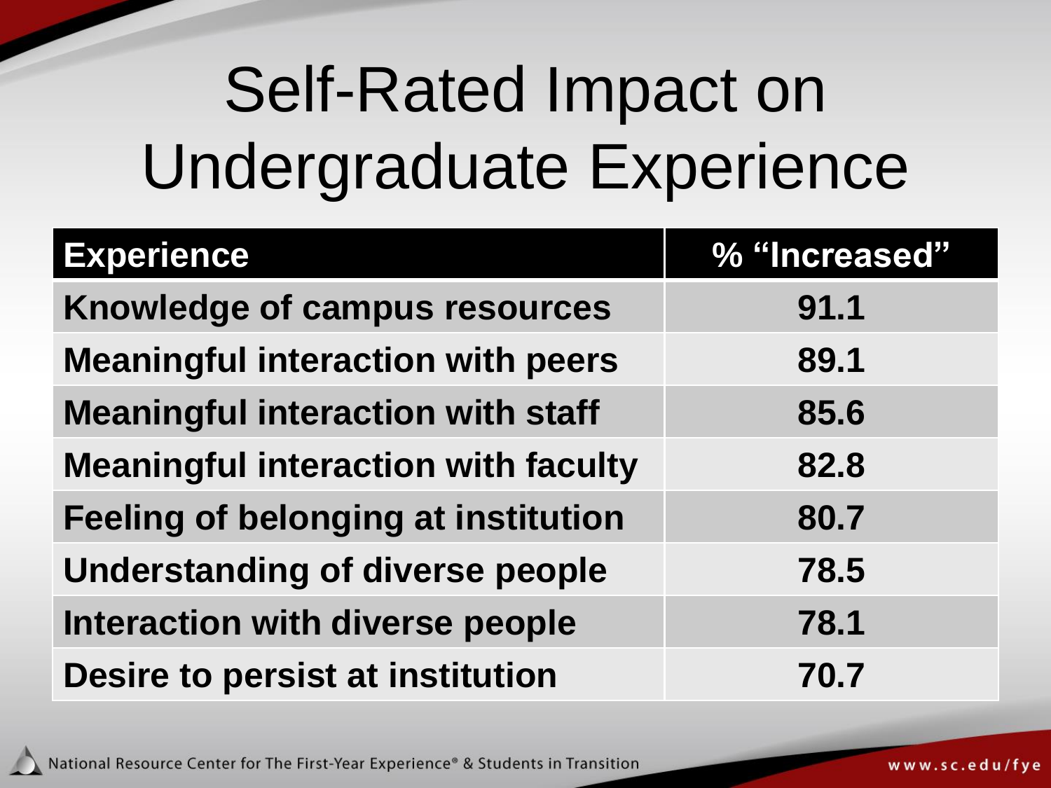# Self-Rated Impact on Undergraduate Experience

| Experience | % "Increased" |
|---|---|
| Knowledge of campus resources | 91.1 |
| Meaningful interaction with peers | 89.1 |
| Meaningful interaction with staff | 85.6 |
| Meaningful interaction with faculty | 82.8 |
| Feeling of belonging at institution | 80.7 |
| Understanding of diverse people | 78.5 |
| Interaction with diverse people | 78.1 |
| Desire to persist at institution | 70.7 |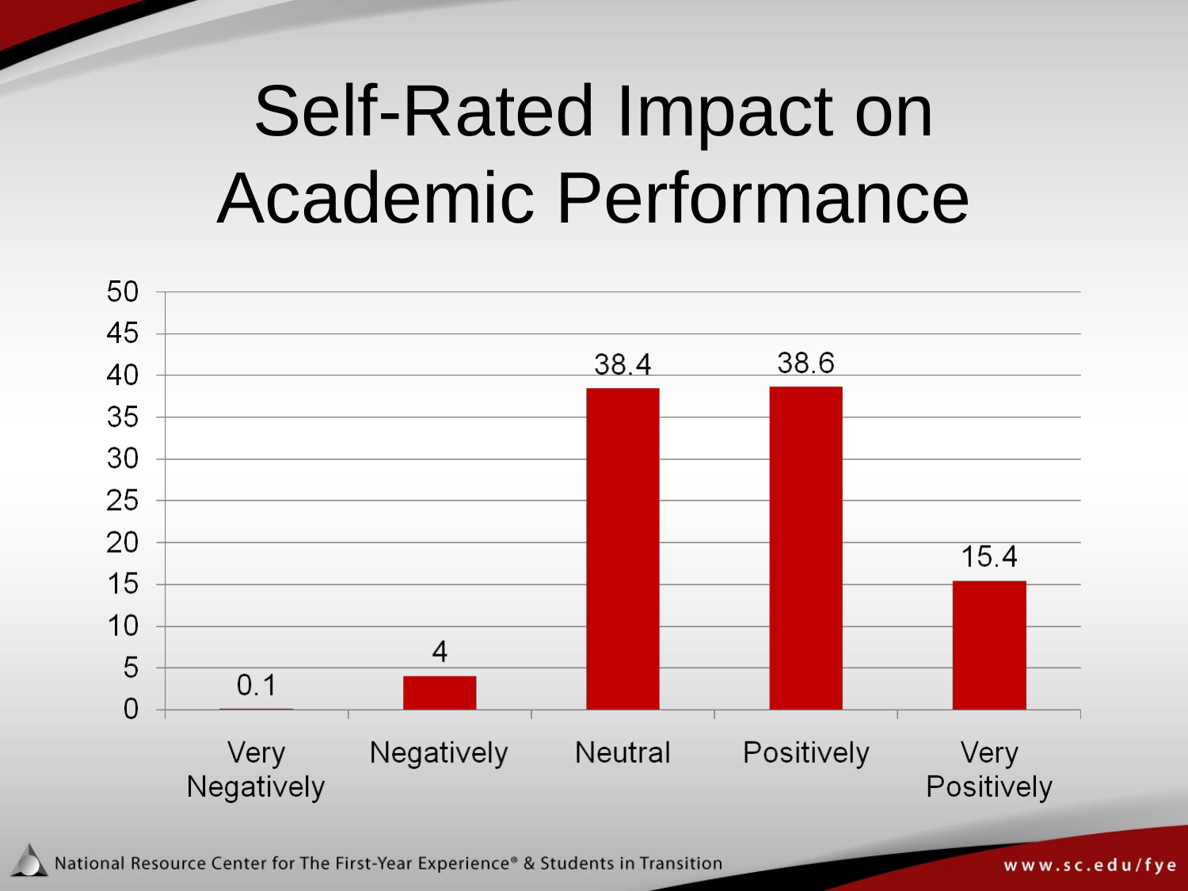# Self-Rated Impact on Academic Performance

| Very Negatively | Negatively | Neutral | Positively | Very Positively |
|---|---|---|---|---|
| 0.1 | 4 | 38.4 | 38.6 | 15.4 |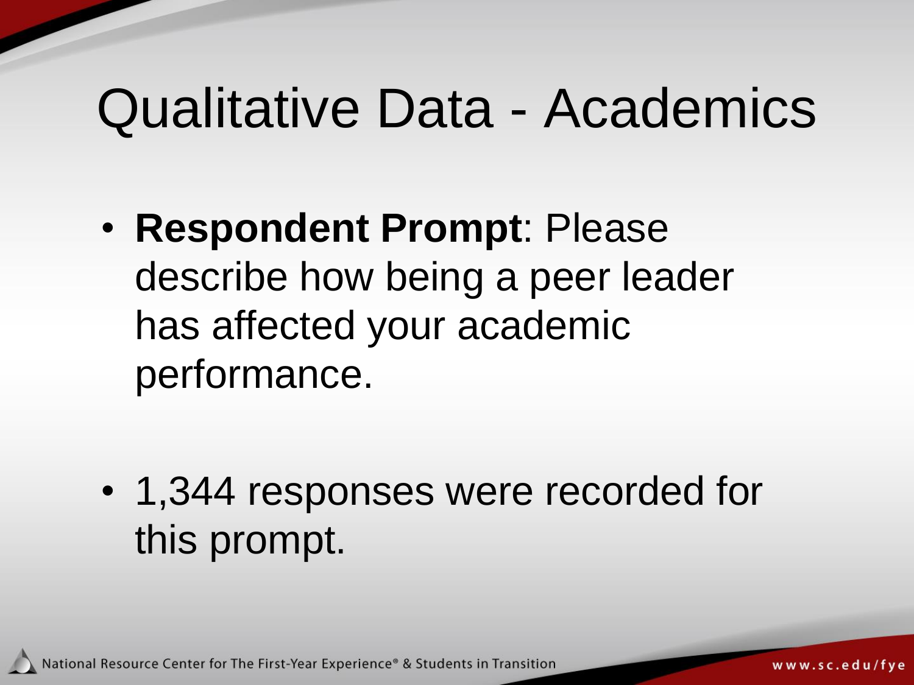# Qualitative Data - Academics

- **Respondent Prompt**: Please describe how being a peer leader has affected your academic performance.

- 1,344 responses were recorded for this prompt.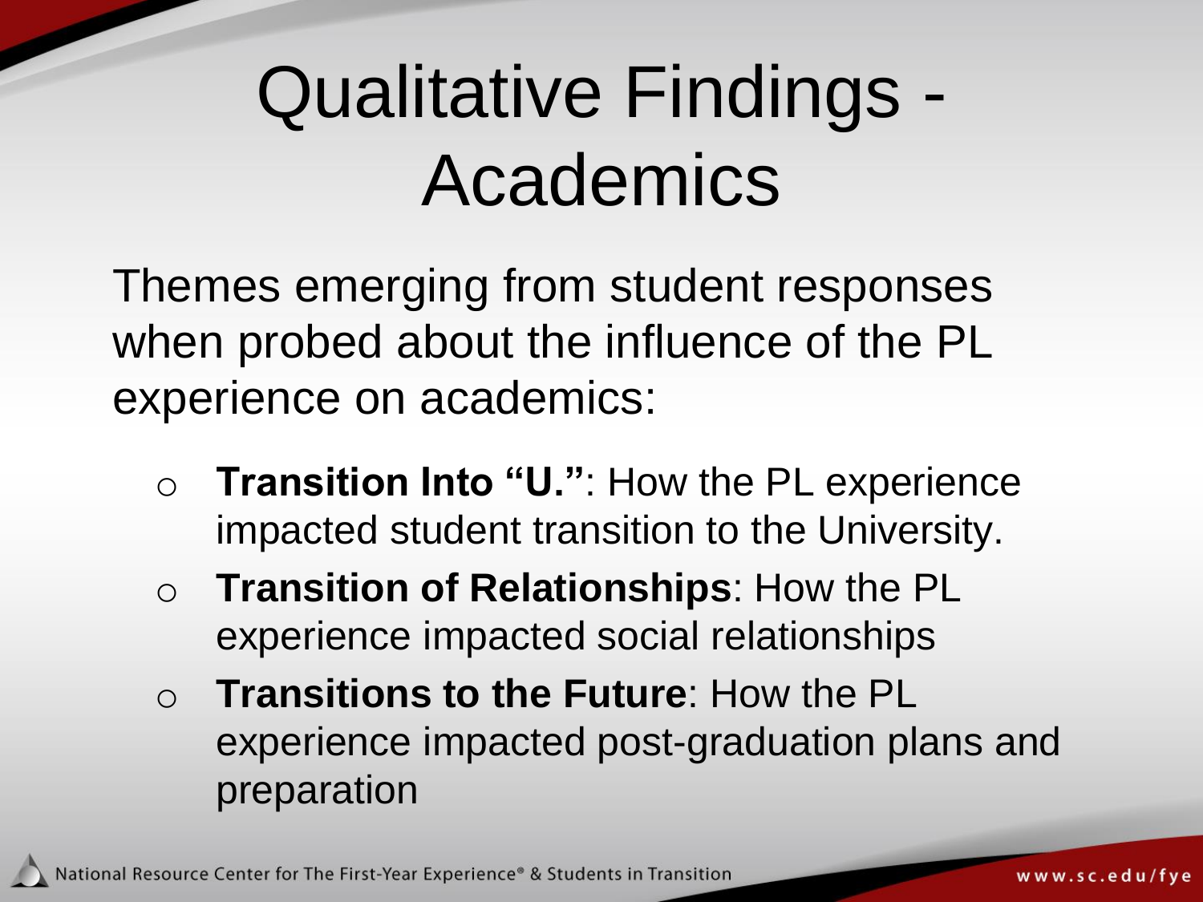# Qualitative Findings - Academics

Themes emerging from student responses when probed about the influence of the PL experience on academics:

- **Transition Into "U."**: How the PL experience impacted student transition to the University.
- **Transition of Relationships**: How the PL experience impacted social relationships
- **Transitions to the Future**: How the PL experience impacted post-graduation plans and preparation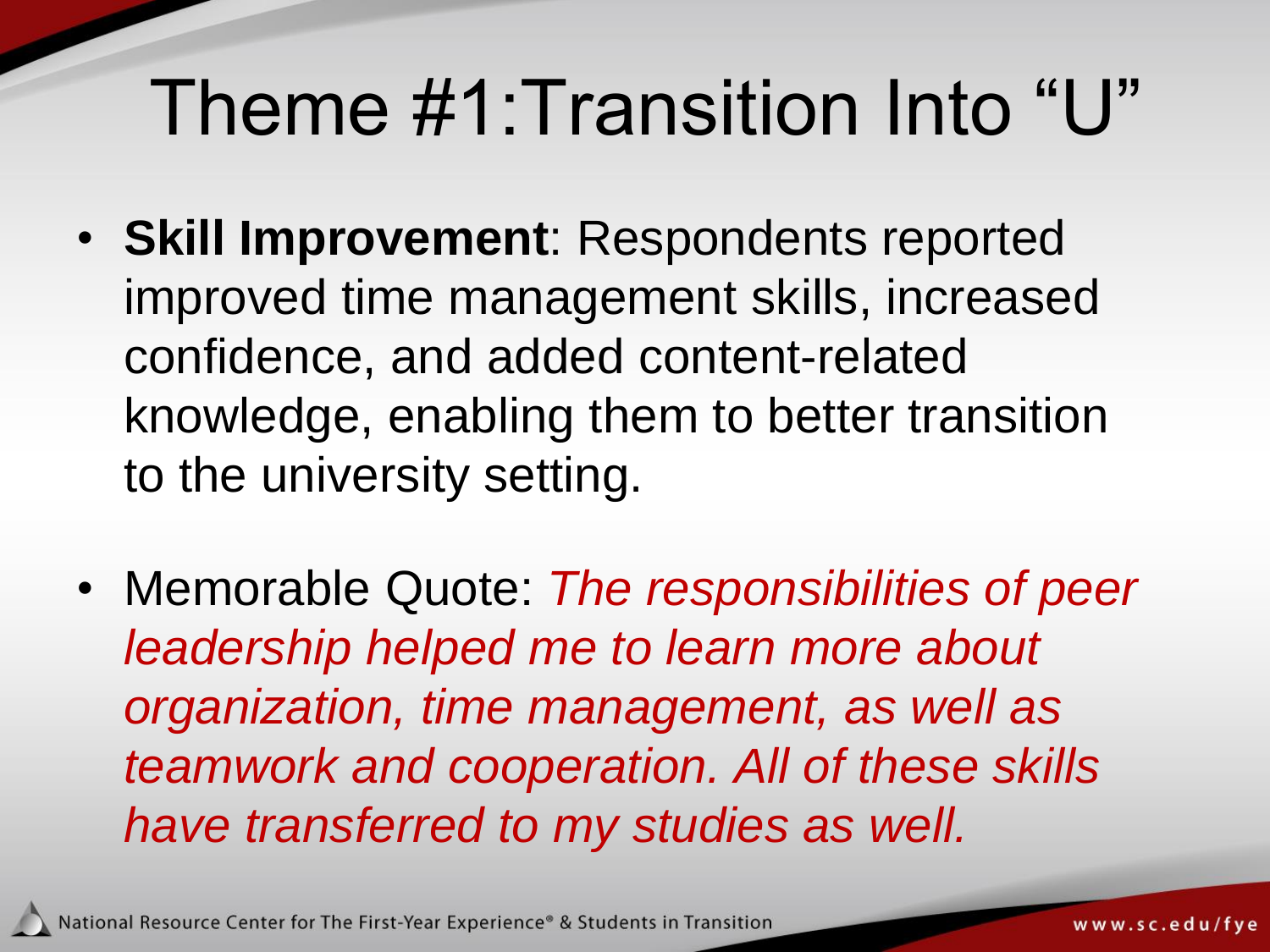# Theme #1:Transition Into "U"

- **Skill Improvement**: Respondents reported improved time management skills, increased confidence, and added content-related knowledge, enabling them to better transition to the university setting.

- Memorable Quote: *The responsibilities of peer leadership helped me to learn more about organization, time management, as well as teamwork and cooperation. All of these skills have transferred to my studies as well.*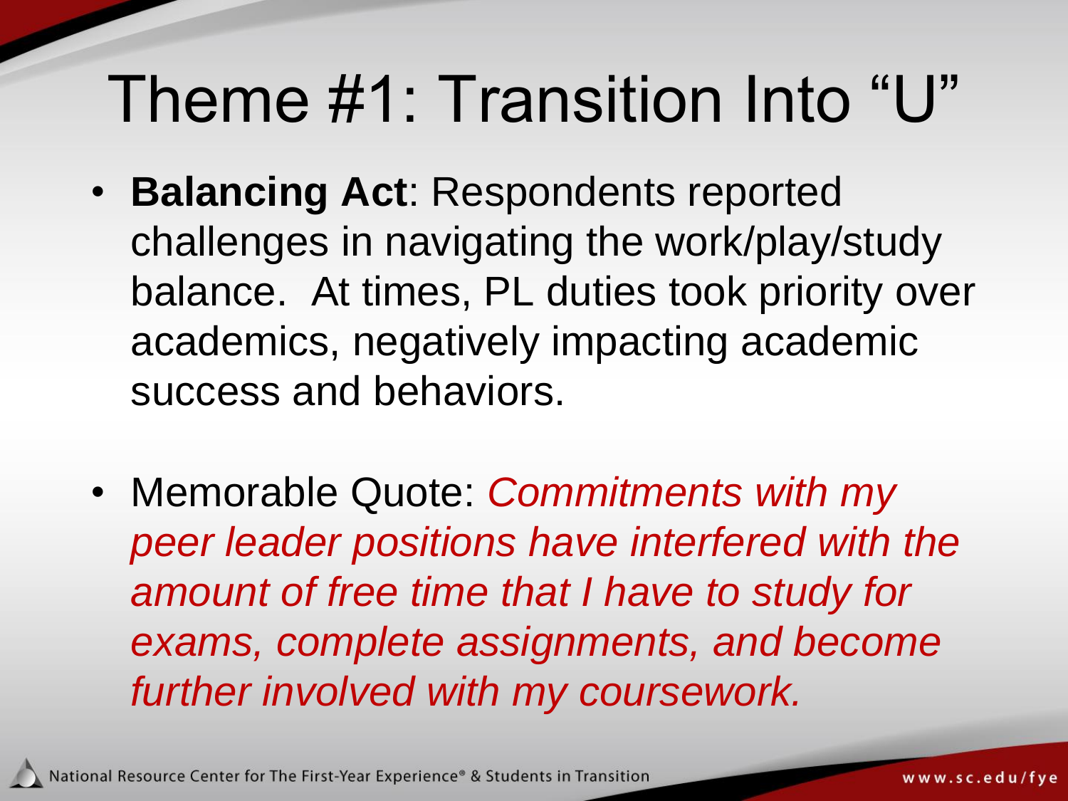# Theme #1: Transition Into "U"

- **Balancing Act**: Respondents reported challenges in navigating the work/play/study balance. At times, PL duties took priority over academics, negatively impacting academic success and behaviors.
- Memorable Quote: *Commitments with my peer leader positions have interfered with the amount of free time that I have to study for exams, complete assignments, and become further involved with my coursework.*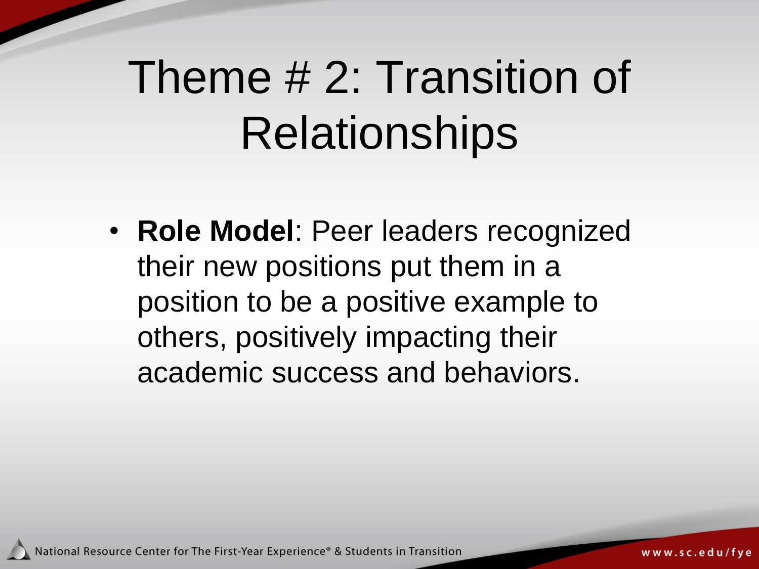# Theme # 2: Transition of Relationships

- **Role Model**: Peer leaders recognized their new positions put them in a position to be a positive example to others, positively impacting their academic success and behaviors.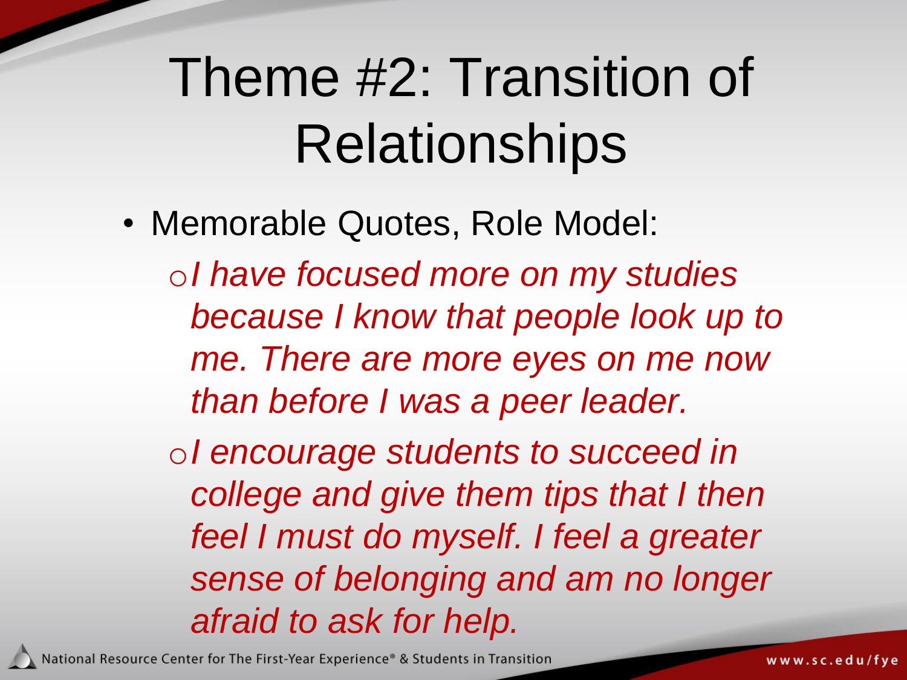# Theme #2: Transition of Relationships

- Memorable Quotes, Role Model:
  - *I have focused more on my studies because I know that people look up to me. There are more eyes on me now than before I was a peer leader.*
  - *I encourage students to succeed in college and give them tips that I then feel I must do myself. I feel a greater sense of belonging and am no longer afraid to ask for help.*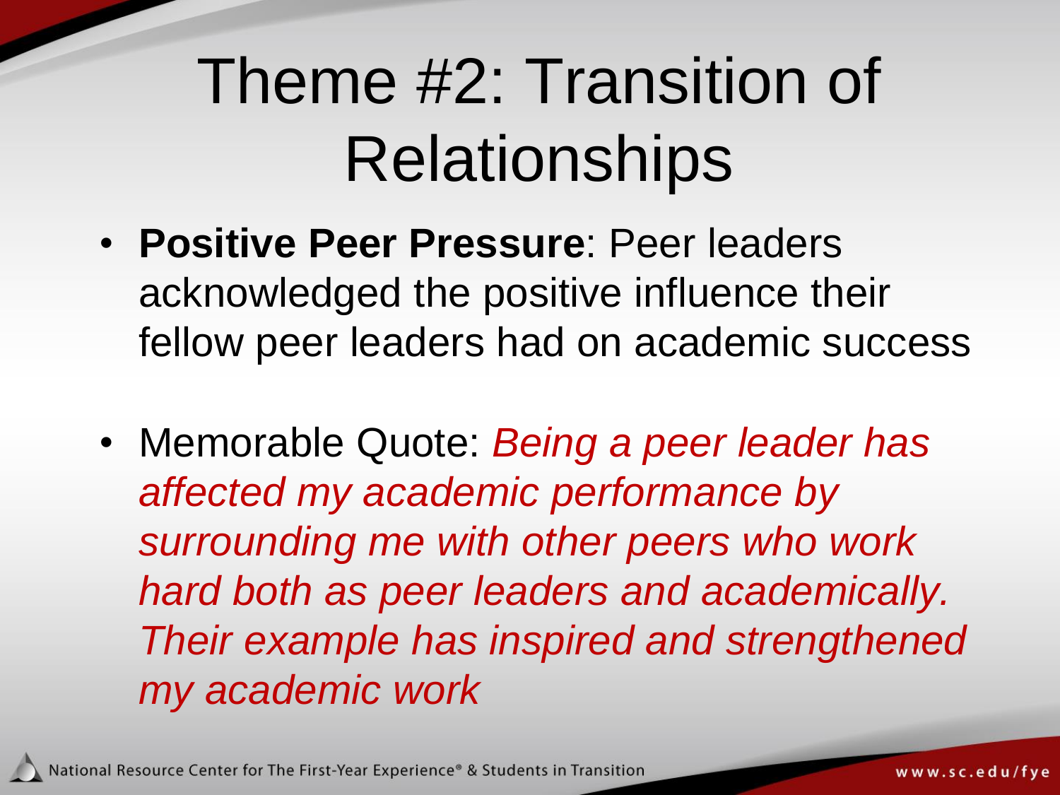# Theme #2: Transition of Relationships

- **Positive Peer Pressure**: Peer leaders acknowledged the positive influence their fellow peer leaders had on academic success

- Memorable Quote: *Being a peer leader has affected my academic performance by surrounding me with other peers who work hard both as peer leaders and academically. Their example has inspired and strengthened my academic work*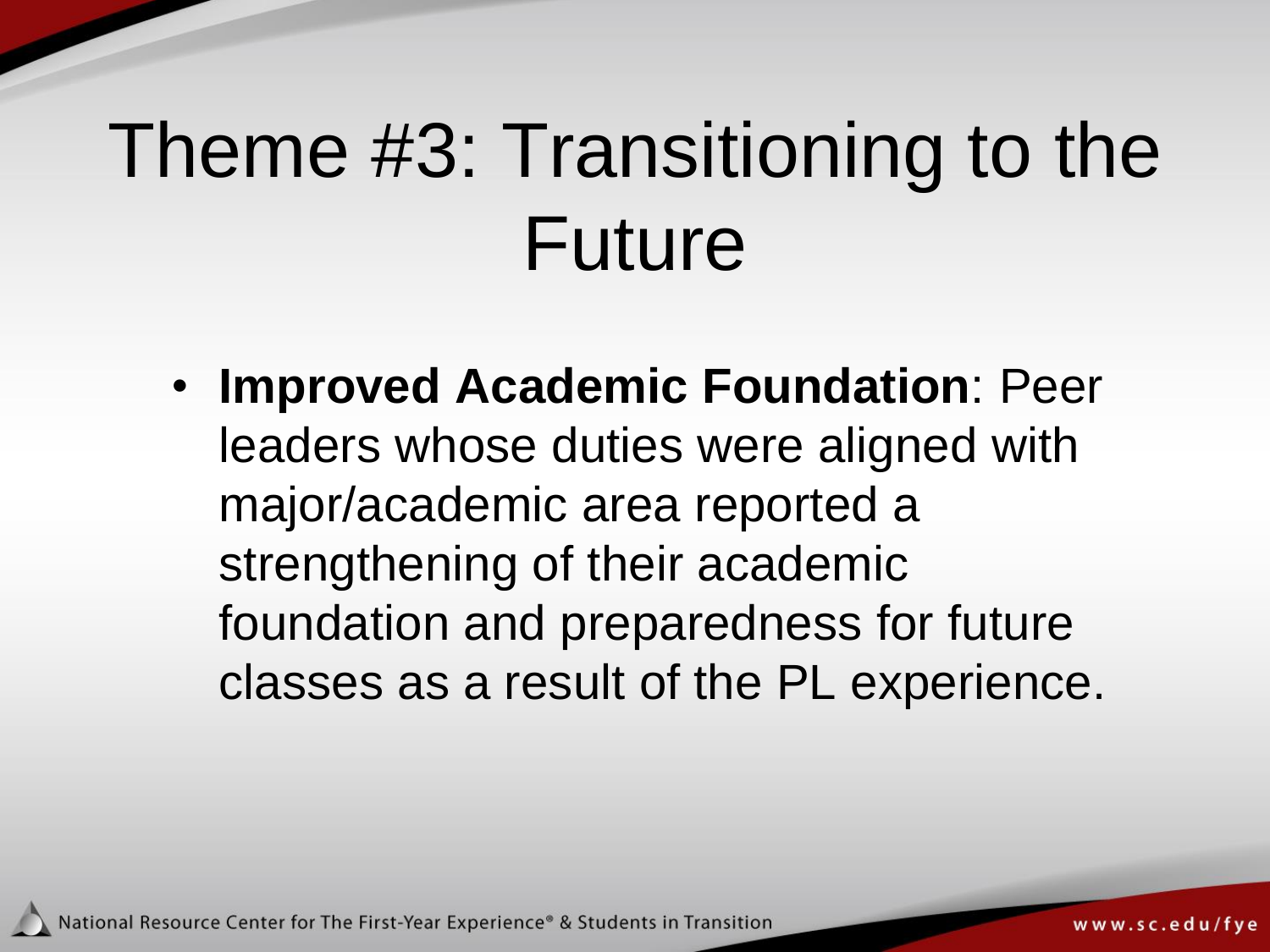# Theme #3: Transitioning to the Future

- **Improved Academic Foundation**: Peer leaders whose duties were aligned with major/academic area reported a strengthening of their academic foundation and preparedness for future classes as a result of the PL experience.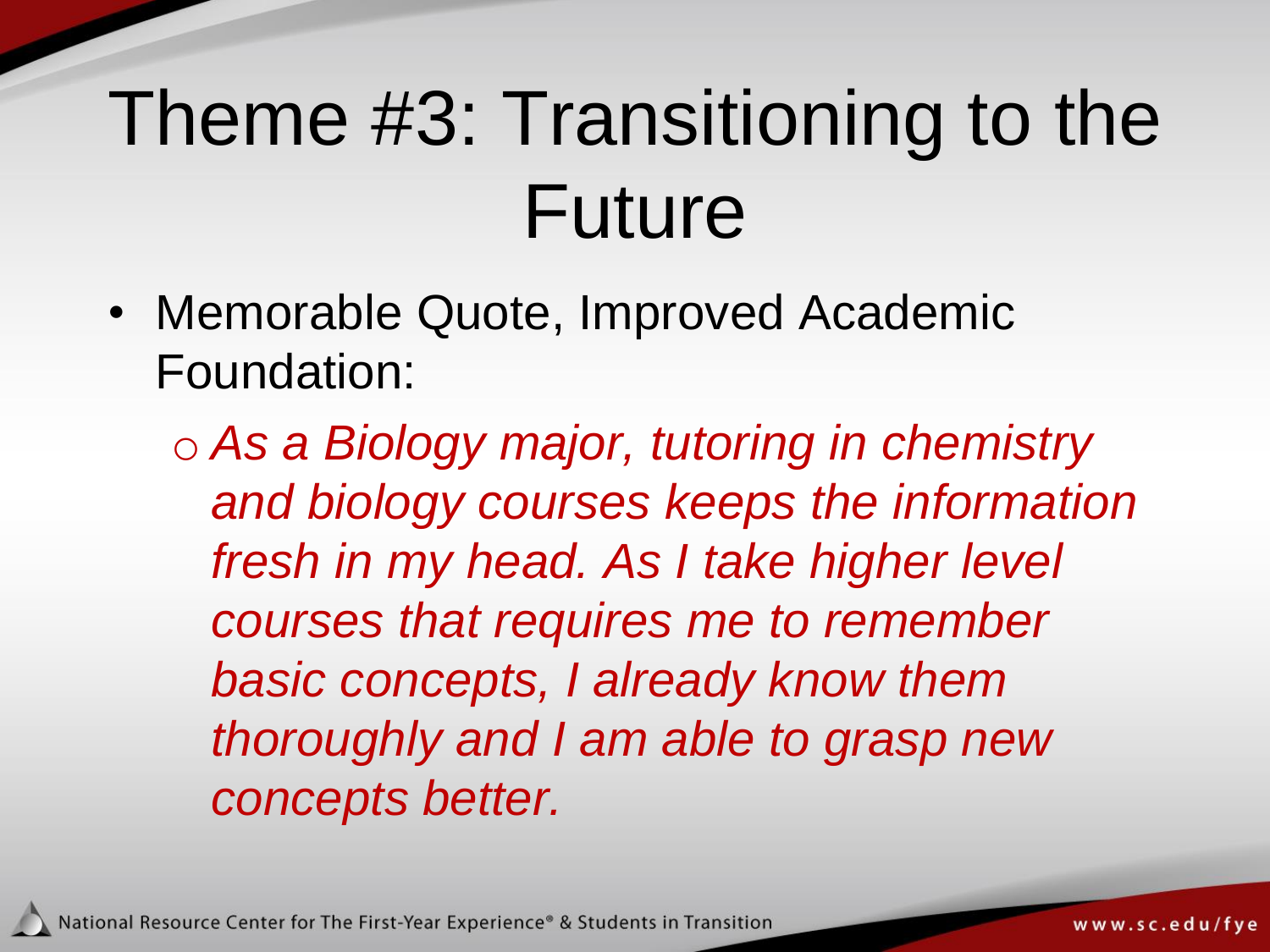# Theme #3: Transitioning to the Future

- Memorable Quote, Improved Academic Foundation:
  - *As a Biology major, tutoring in chemistry and biology courses keeps the information fresh in my head. As I take higher level courses that requires me to remember basic concepts, I already know them thoroughly and I am able to grasp new concepts better.*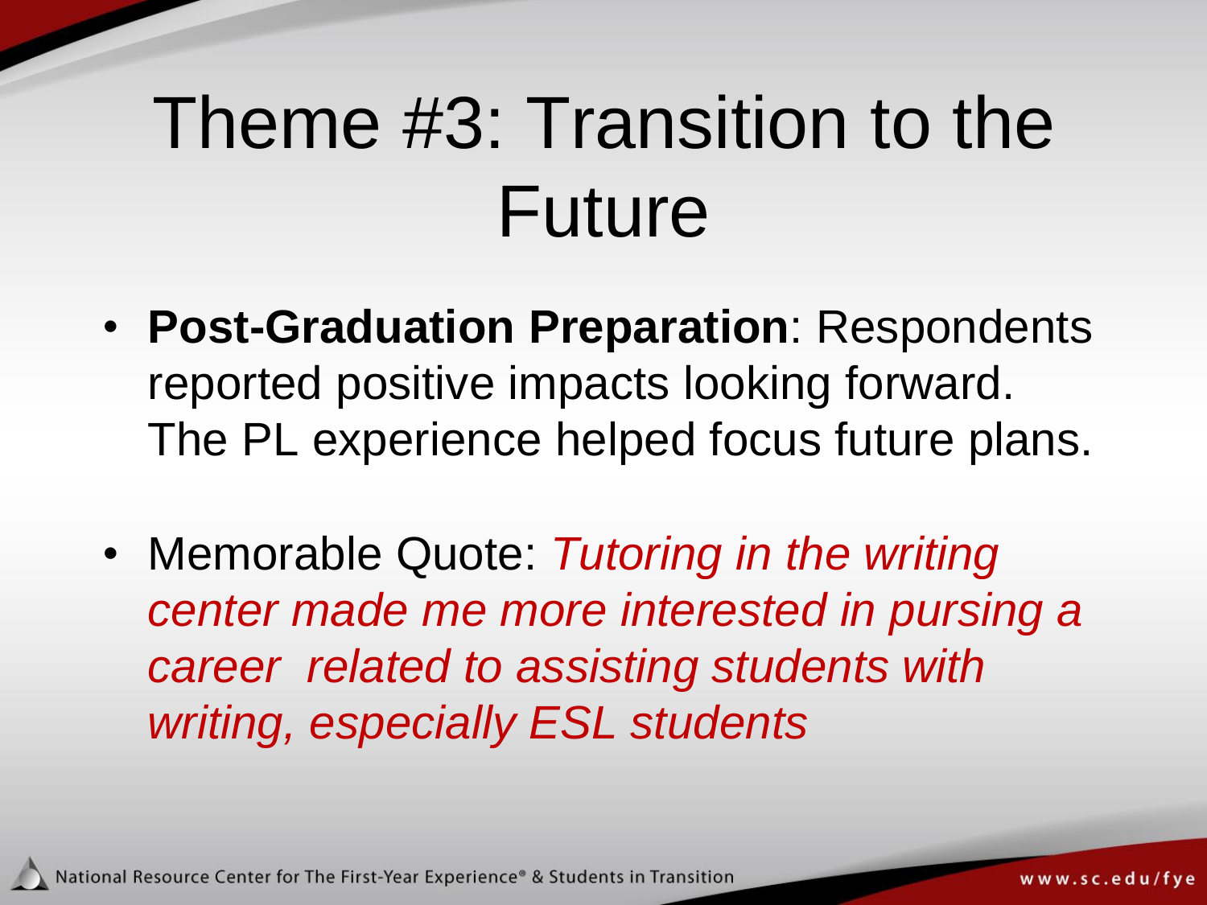# Theme #3: Transition to the Future

- **Post-Graduation Preparation**: Respondents reported positive impacts looking forward. The PL experience helped focus future plans.
- Memorable Quote: *Tutoring in the writing center made me more interested in pursing a career related to assisting students with writing, especially ESL students*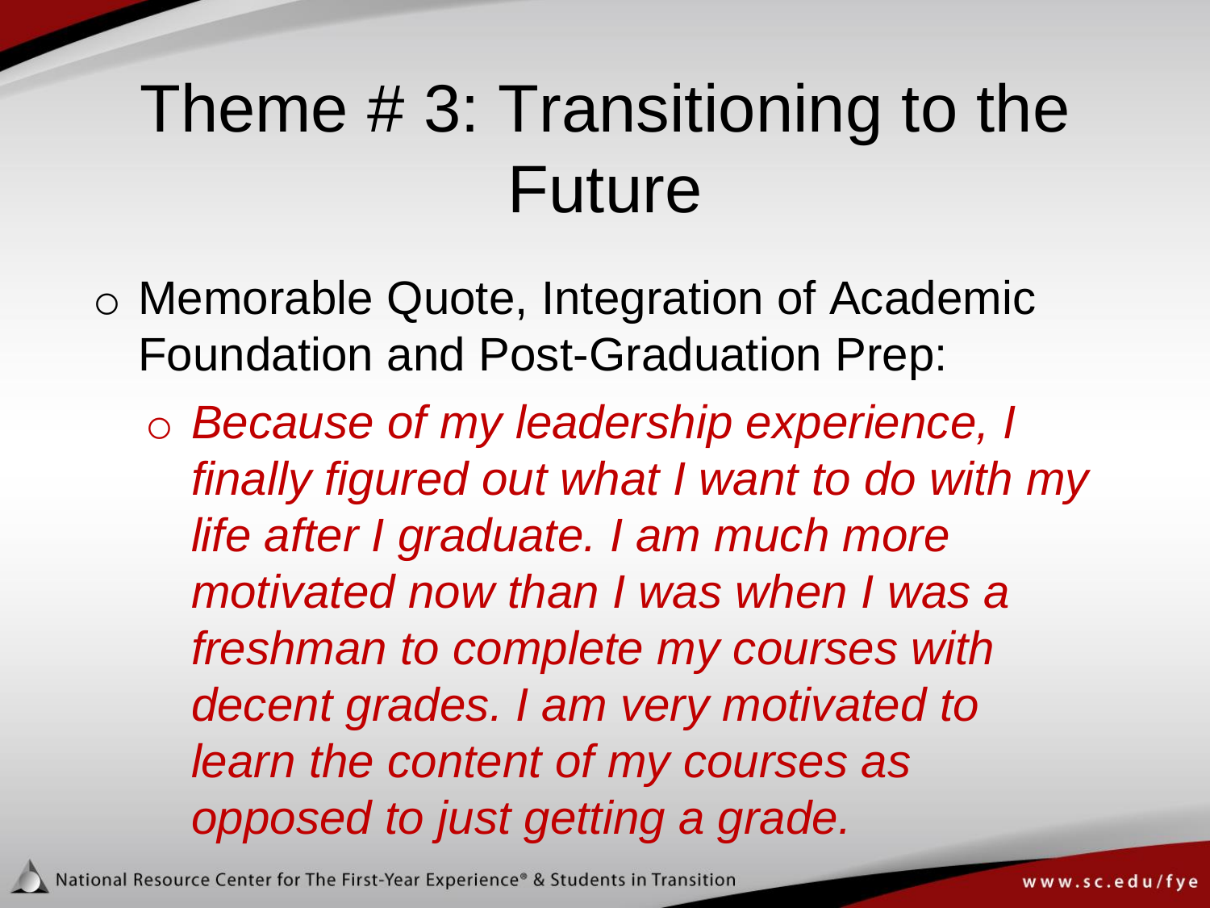# Theme # 3: Transitioning to the Future

- Memorable Quote, Integration of Academic Foundation and Post-Graduation Prep:
  - *Because of my leadership experience, I finally figured out what I want to do with my life after I graduate. I am much more motivated now than I was when I was a freshman to complete my courses with decent grades. I am very motivated to learn the content of my courses as opposed to just getting a grade.*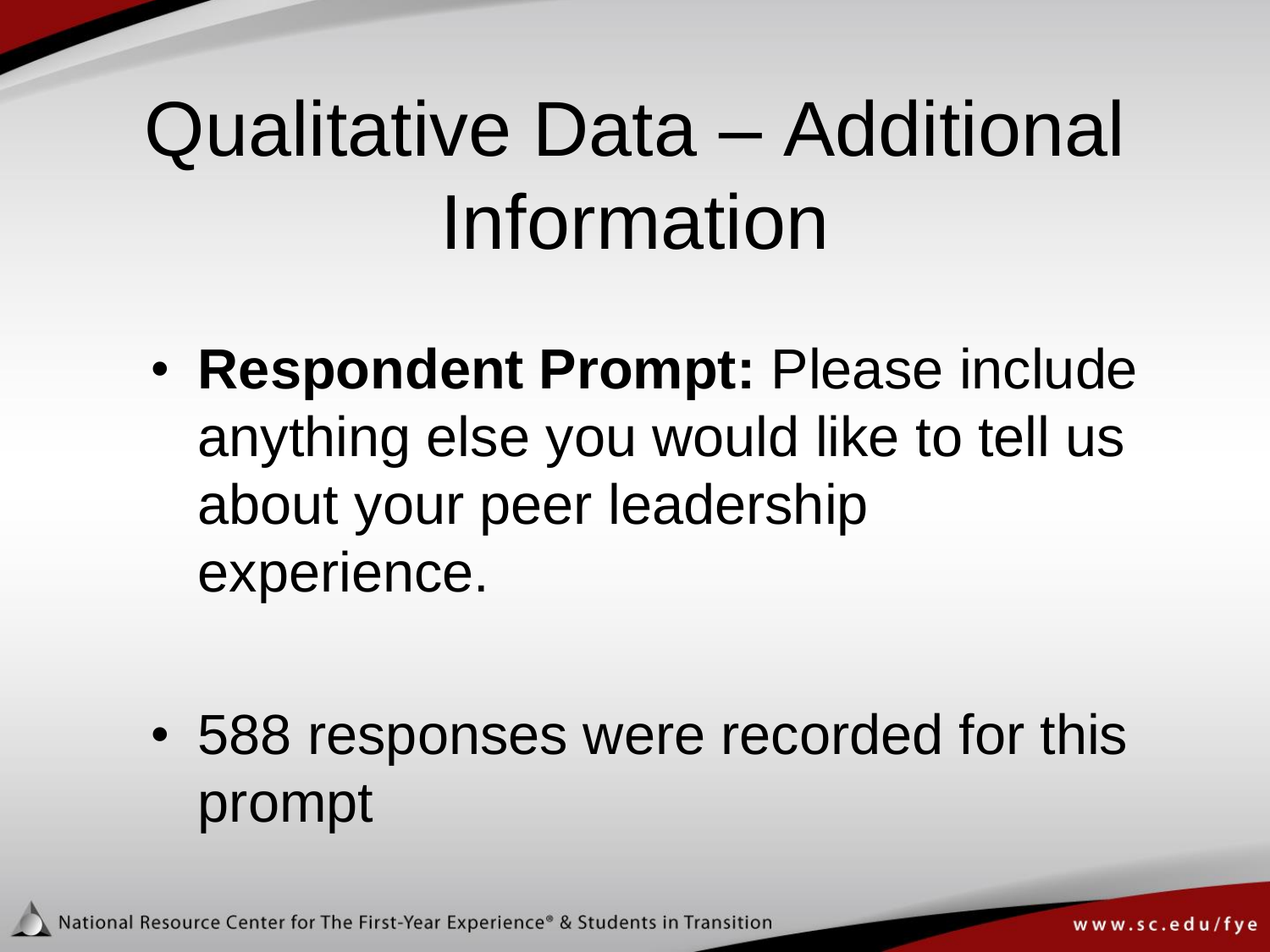# Qualitative Data – Additional Information

- **Respondent Prompt:** Please include anything else you would like to tell us about your peer leadership experience.

- 588 responses were recorded for this prompt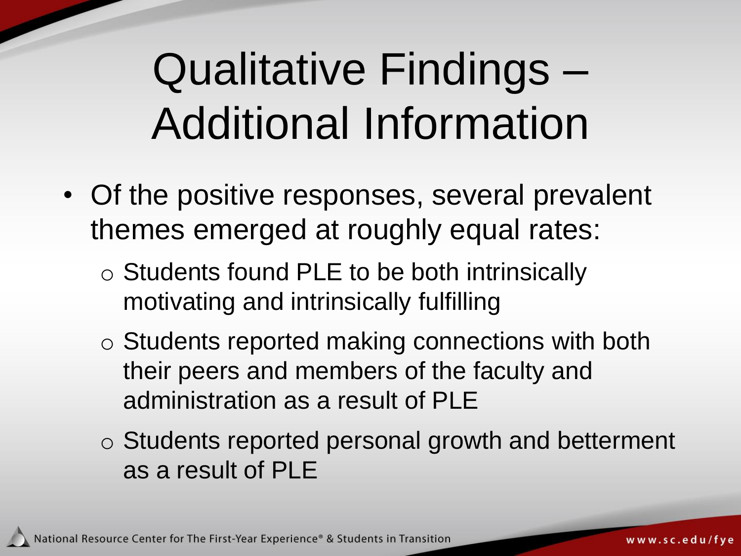# Qualitative Findings – Additional Information

- Of the positive responses, several prevalent themes emerged at roughly equal rates:
  - Students found PLE to be both intrinsically motivating and intrinsically fulfilling
  - Students reported making connections with both their peers and members of the faculty and administration as a result of PLE
  - Students reported personal growth and betterment as a result of PLE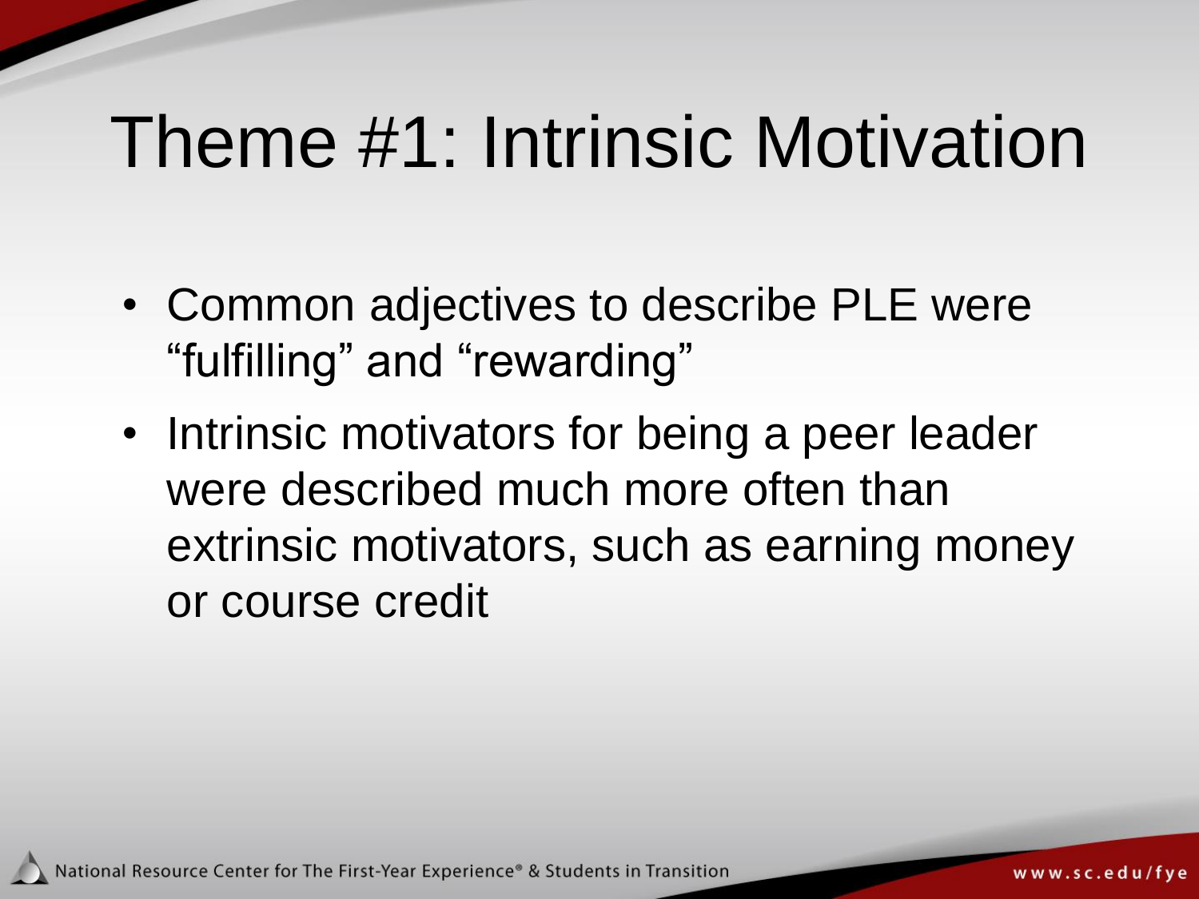# Theme #1: Intrinsic Motivation

- Common adjectives to describe PLE were "fulfilling" and "rewarding"
- Intrinsic motivators for being a peer leader were described much more often than extrinsic motivators, such as earning money or course credit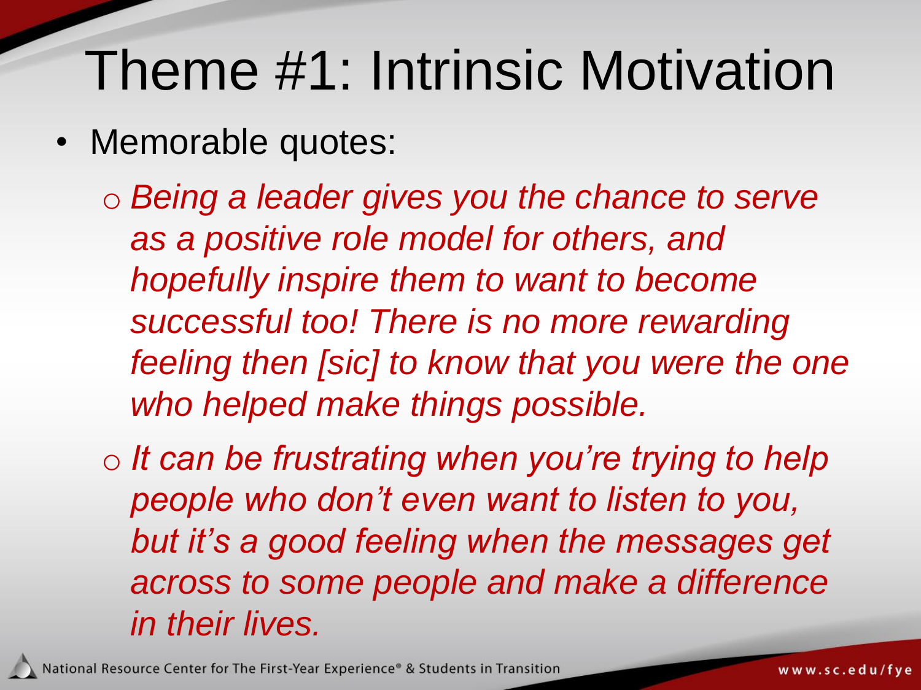# Theme #1: Intrinsic Motivation

- Memorable quotes:
  - *Being a leader gives you the chance to serve as a positive role model for others, and hopefully inspire them to want to become successful too! There is no more rewarding feeling then [sic] to know that you were the one who helped make things possible.*
  - *It can be frustrating when you're trying to help people who don't even want to listen to you, but it's a good feeling when the messages get across to some people and make a difference in their lives.*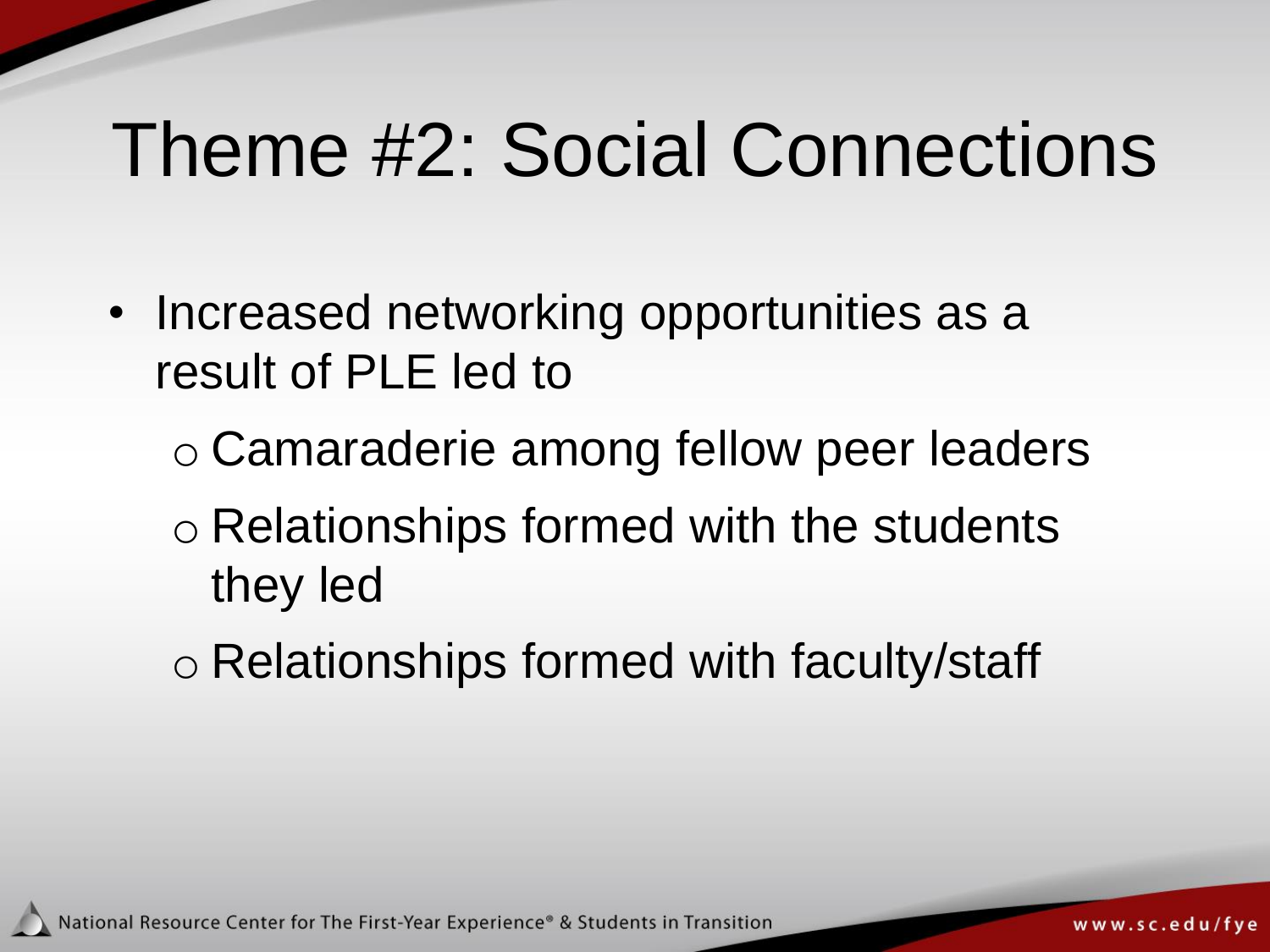# Theme #2: Social Connections

- Increased networking opportunities as a result of PLE led to
  - Camaraderie among fellow peer leaders
  - Relationships formed with the students they led
  - Relationships formed with faculty/staff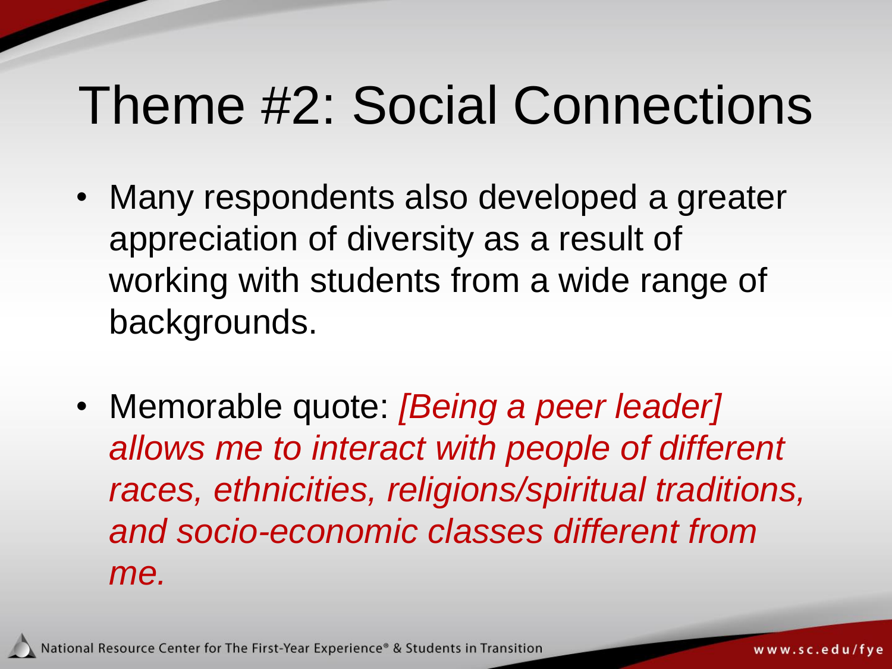# Theme #2: Social Connections

- Many respondents also developed a greater appreciation of diversity as a result of working with students from a wide range of backgrounds.

- Memorable quote: *[Being a peer leader] allows me to interact with people of different races, ethnicities, religions/spiritual traditions, and socio-economic classes different from me.*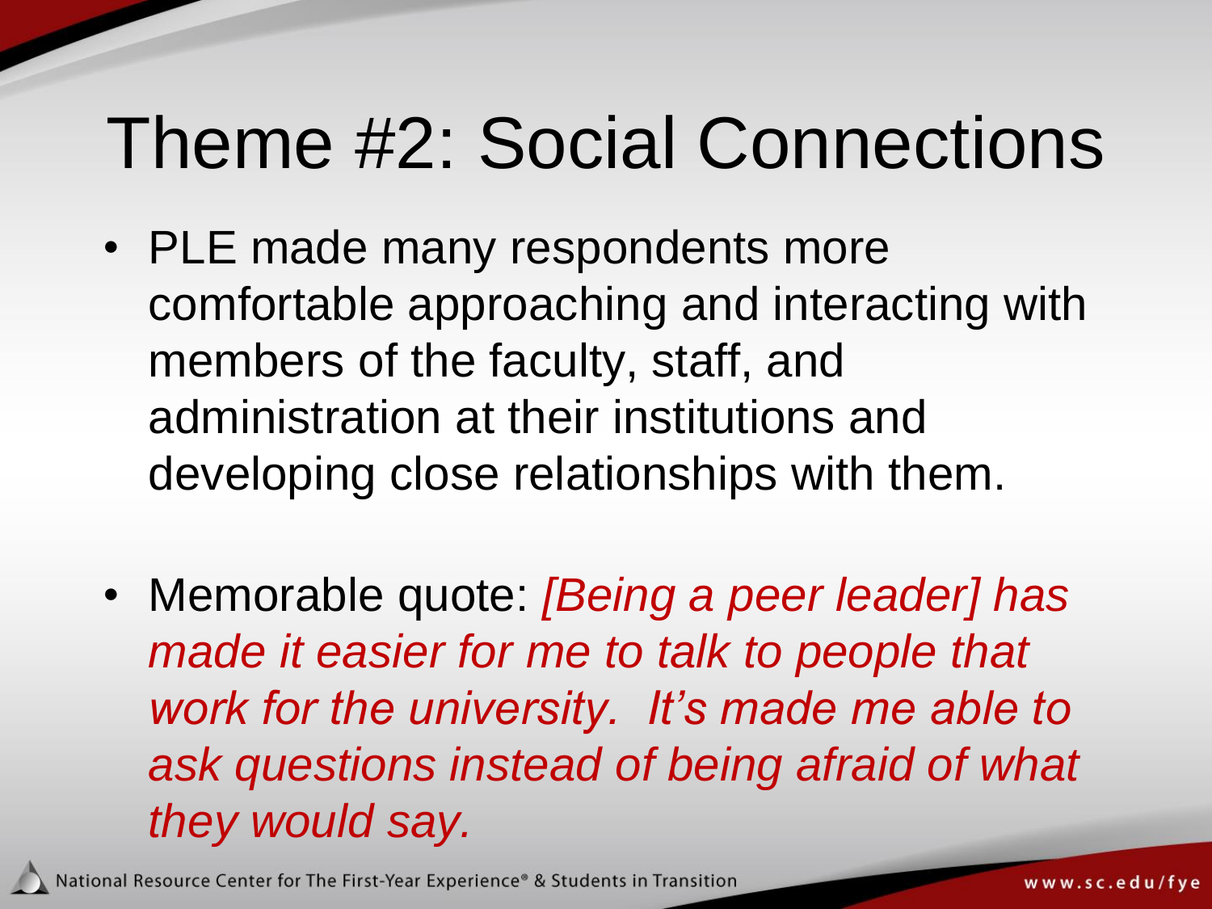# Theme #2: Social Connections

- PLE made many respondents more comfortable approaching and interacting with members of the faculty, staff, and administration at their institutions and developing close relationships with them.

- Memorable quote: *[Being a peer leader] has made it easier for me to talk to people that work for the university. It's made me able to ask questions instead of being afraid of what they would say.*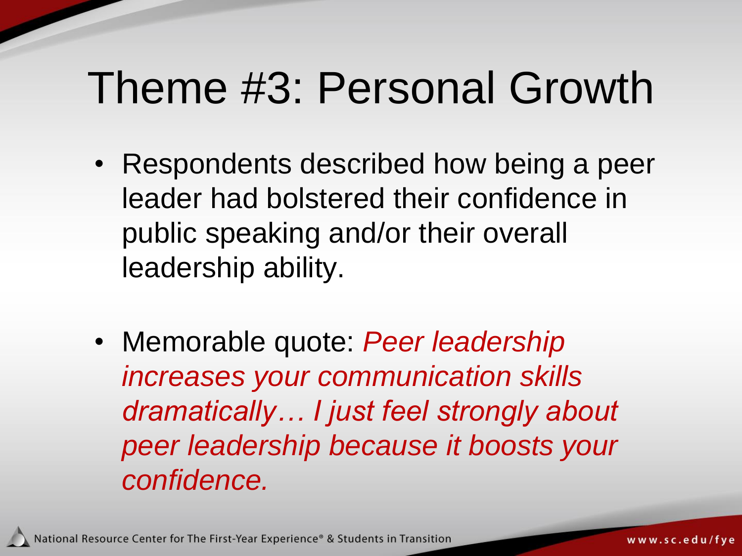# Theme #3: Personal Growth

- Respondents described how being a peer leader had bolstered their confidence in public speaking and/or their overall leadership ability.
- Memorable quote: *Peer leadership increases your communication skills dramatically… I just feel strongly about peer leadership because it boosts your confidence.*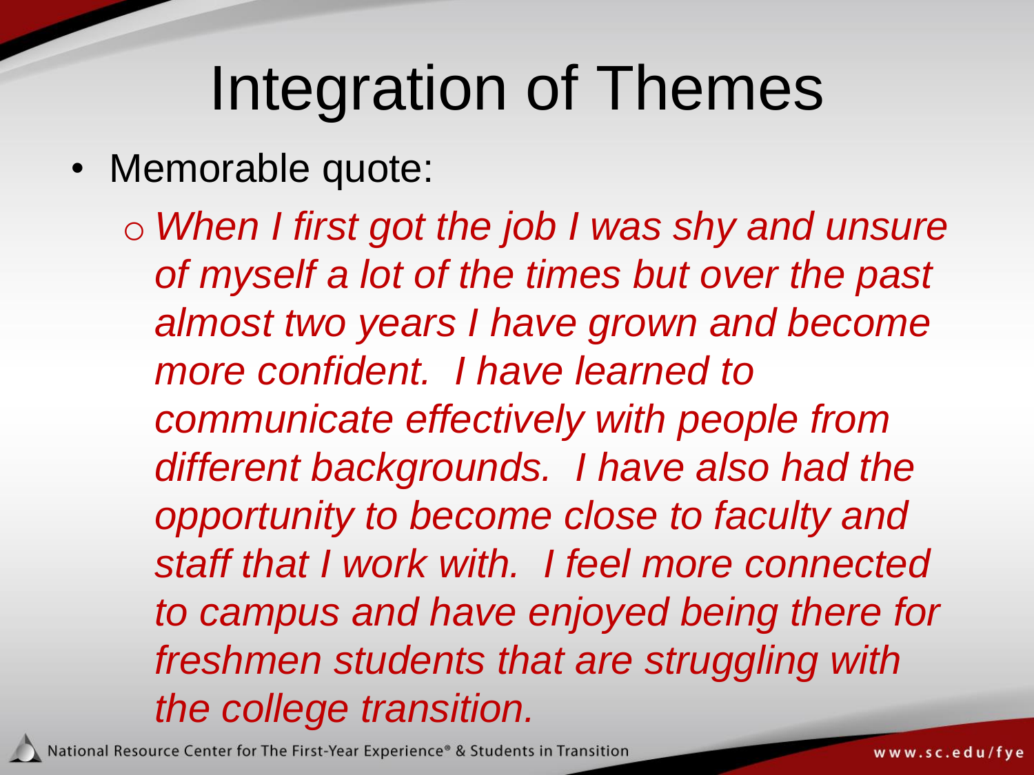# Integration of Themes

- Memorable quote:
  - *When I first got the job I was shy and unsure of myself a lot of the times but over the past almost two years I have grown and become more confident. I have learned to communicate effectively with people from different backgrounds. I have also had the opportunity to become close to faculty and staff that I work with. I feel more connected to campus and have enjoyed being there for freshmen students that are struggling with the college transition.*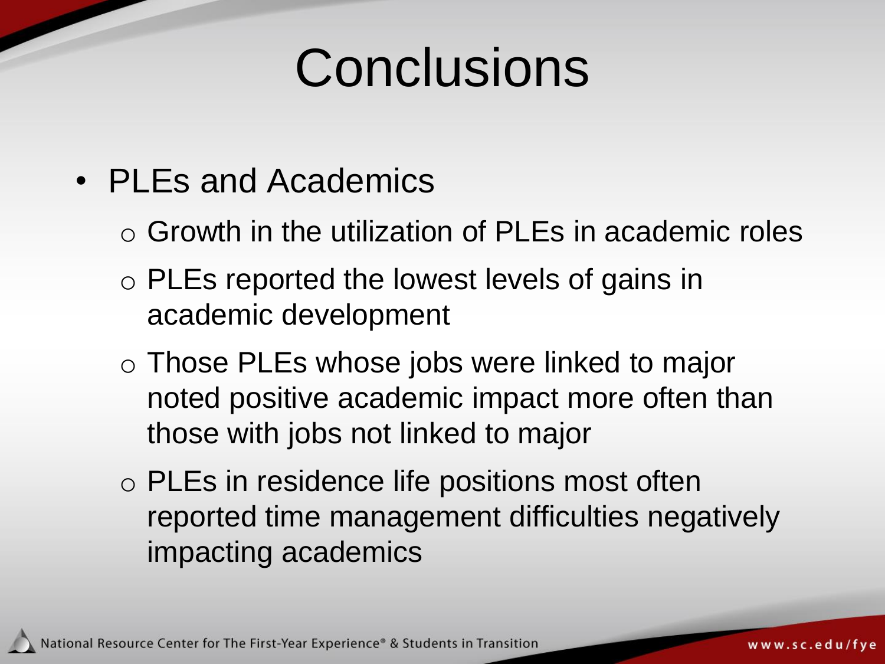# Conclusions

- PLEs and Academics
  - Growth in the utilization of PLEs in academic roles
  - PLEs reported the lowest levels of gains in academic development
  - Those PLEs whose jobs were linked to major noted positive academic impact more often than those with jobs not linked to major
  - PLEs in residence life positions most often reported time management difficulties negatively impacting academics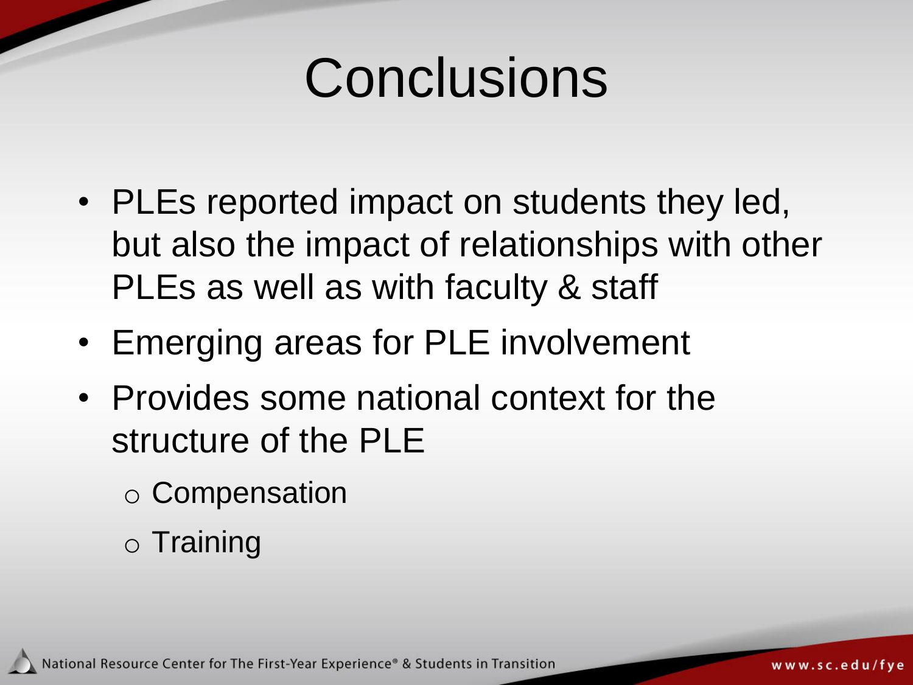# Conclusions

- PLEs reported impact on students they led, but also the impact of relationships with other PLEs as well as with faculty & staff
- Emerging areas for PLE involvement
- Provides some national context for the structure of the PLE
  - Compensation
  - Training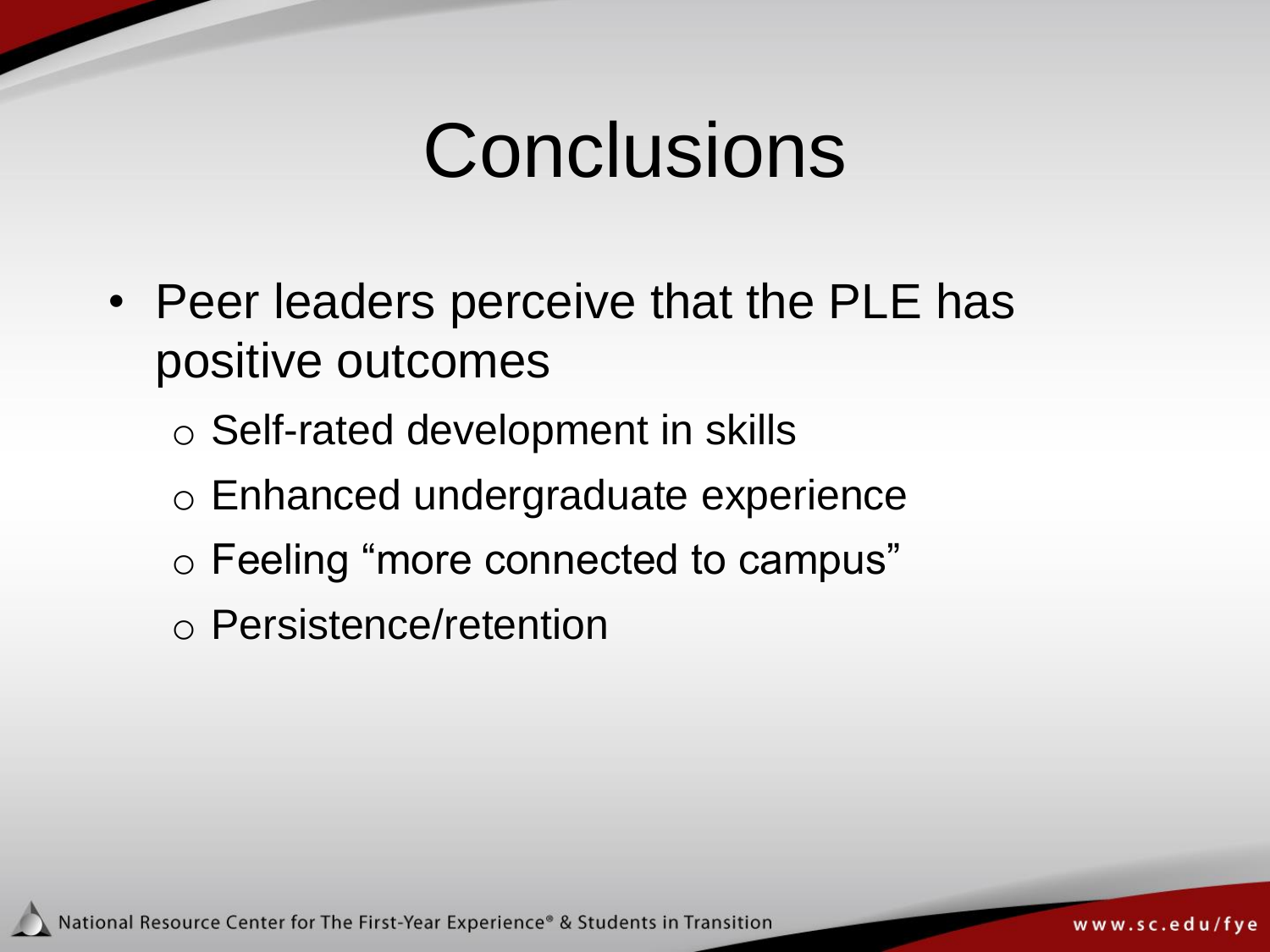# Conclusions

- Peer leaders perceive that the PLE has positive outcomes
  - Self-rated development in skills
  - Enhanced undergraduate experience
  - Feeling “more connected to campus”
  - Persistence/retention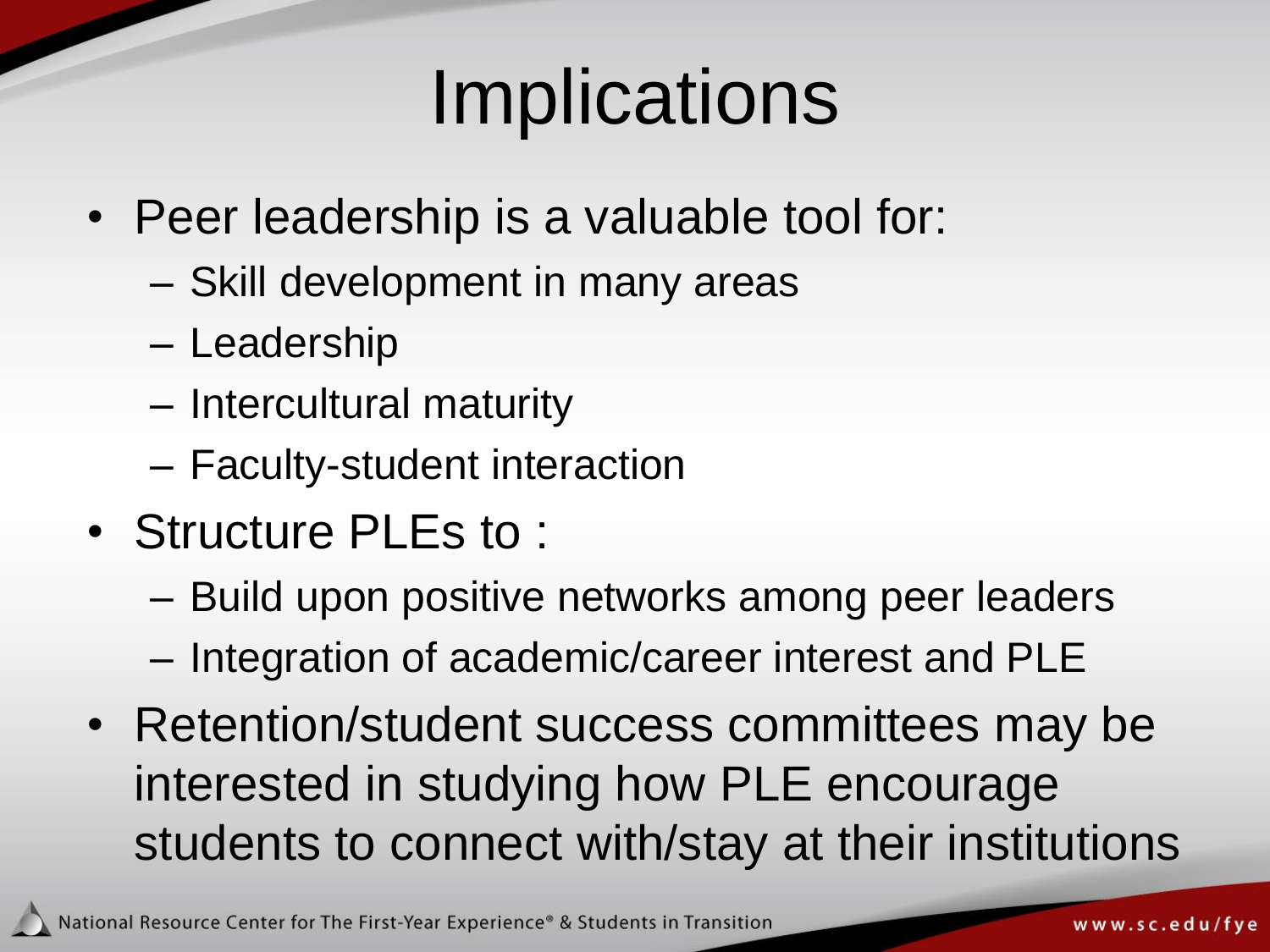# Implications

- Peer leadership is a valuable tool for:
  - Skill development in many areas
  - Leadership
  - Intercultural maturity
  - Faculty-student interaction
- Structure PLEs to :
  - Build upon positive networks among peer leaders
  - Integration of academic/career interest and PLE
- Retention/student success committees may be interested in studying how PLE encourage students to connect with/stay at their institutions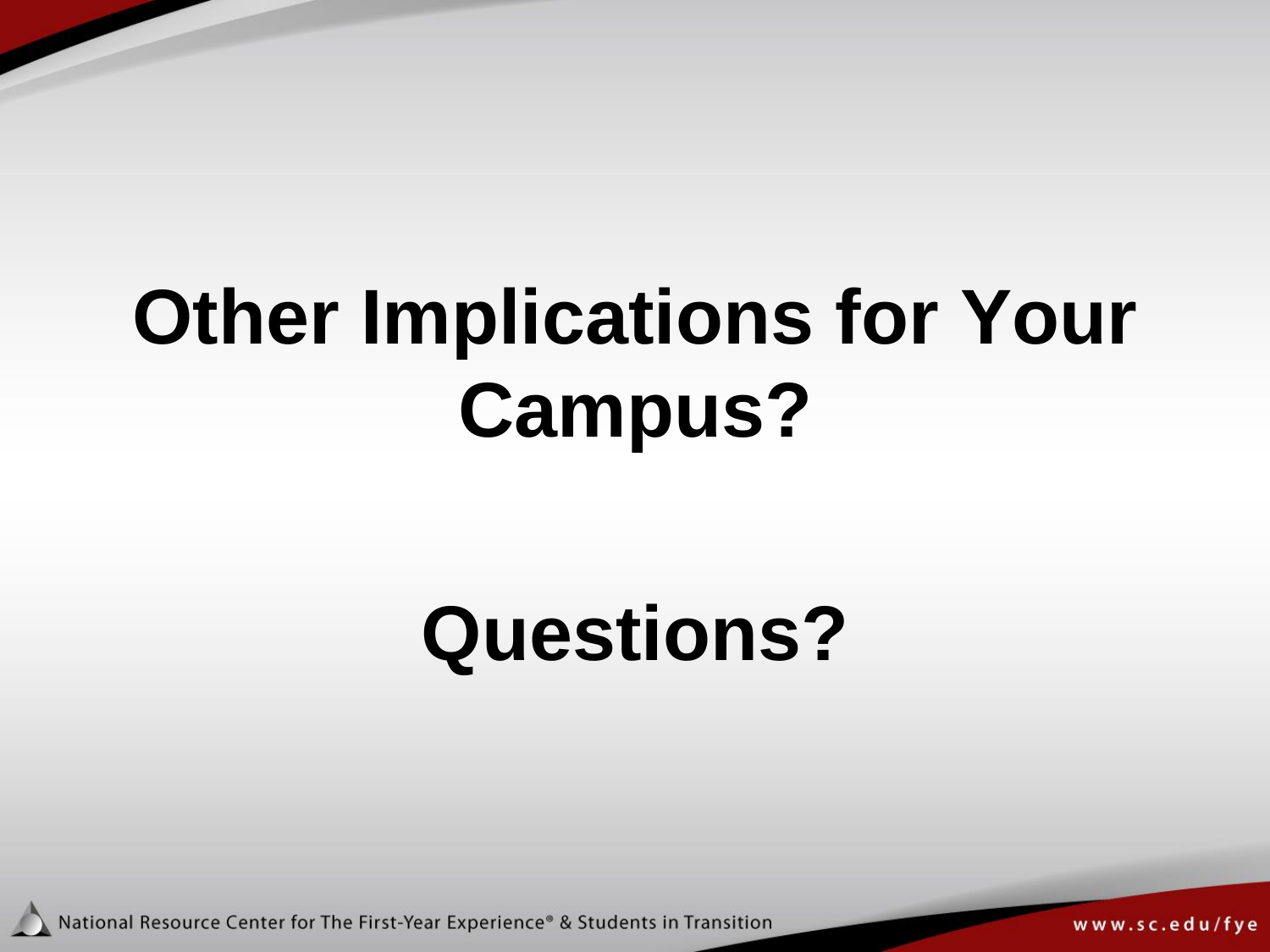# Other Implications for Your Campus?

# Questions?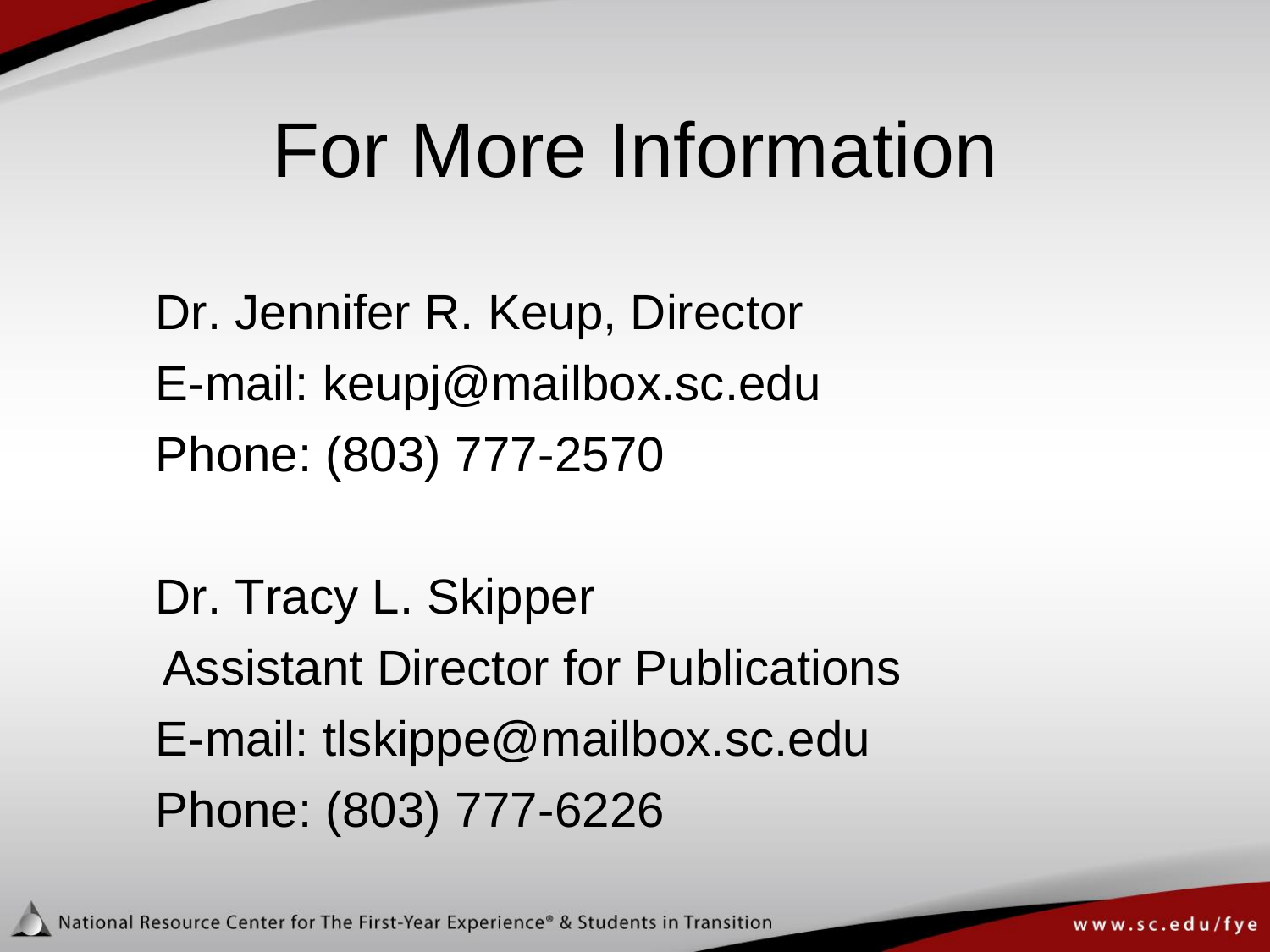# For More Information

Dr. Jennifer R. Keup, Director
E-mail: keupj@mailbox.sc.edu
Phone: (803) 777-2570

Dr. Tracy L. Skipper
Assistant Director for Publications
E-mail: tlskippe@mailbox.sc.edu
Phone: (803) 777-6226